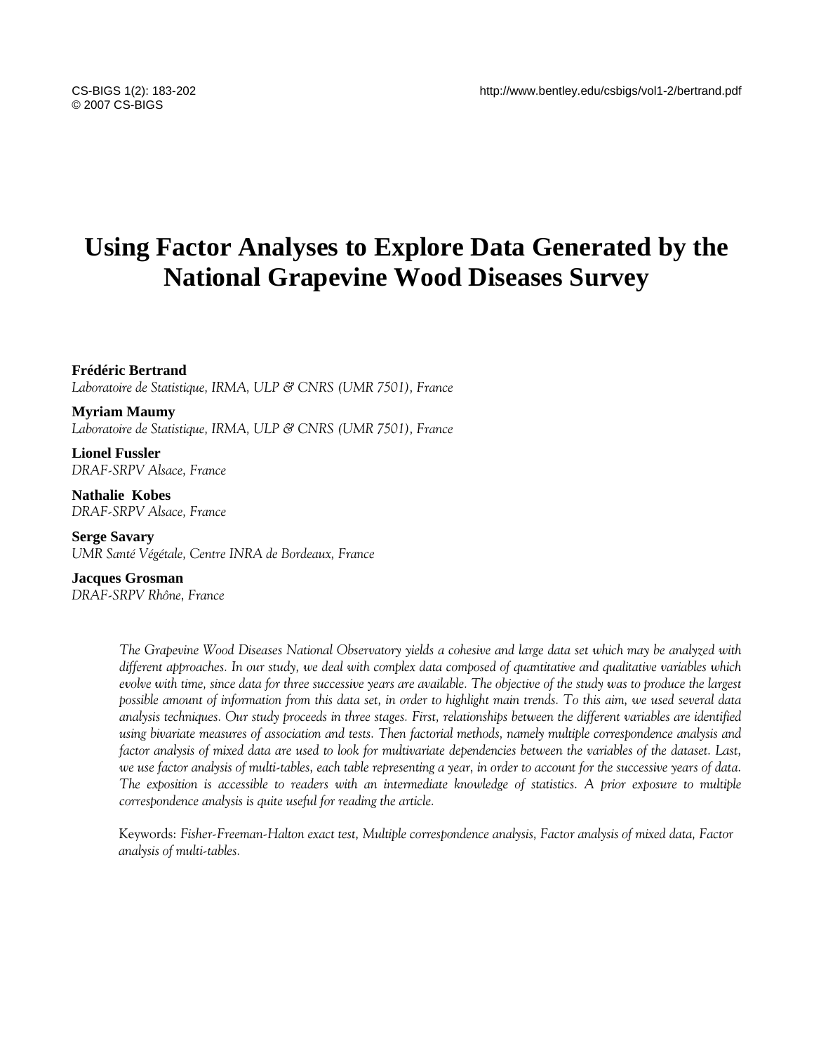# Using Factor Analyses to Explore Data Generated by the National Grapevine Wood Diseases Survey

**Frédéric Bertrand**
*Laboratoire de Statistique, IRMA, ULP & CNRS (UMR 7501), France*

**Myriam Maumy**
*Laboratoire de Statistique, IRMA, ULP & CNRS (UMR 7501), France*

**Lionel Fussler**
*DRAF-SRPV Alsace, France*

**Nathalie Kobes**
*DRAF-SRPV Alsace, France*

**Serge Savary**
*UMR Santé Végétale, Centre INRA de Bordeaux, France*

**Jacques Grosman**
*DRAF-SRPV Rhône, France*

*The Grapevine Wood Diseases National Observatory yields a cohesive and large data set which may be analyzed with different approaches. In our study, we deal with complex data composed of quantitative and qualitative variables which evolve with time, since data for three successive years are available. The objective of the study was to produce the largest possible amount of information from this data set, in order to highlight main trends. To this aim, we used several data analysis techniques. Our study proceeds in three stages. First, relationships between the different variables are identified using bivariate measures of association and tests. Then factorial methods, namely multiple correspondence analysis and factor analysis of mixed data are used to look for multivariate dependencies between the variables of the dataset. Last, we use factor analysis of multi-tables, each table representing a year, in order to account for the successive years of data. The exposition is accessible to readers with an intermediate knowledge of statistics. A prior exposure to multiple correspondence analysis is quite useful for reading the article.*

Keywords: *Fisher-Freeman-Halton exact test, Multiple correspondence analysis, Factor analysis of mixed data, Factor analysis of multi-tables.*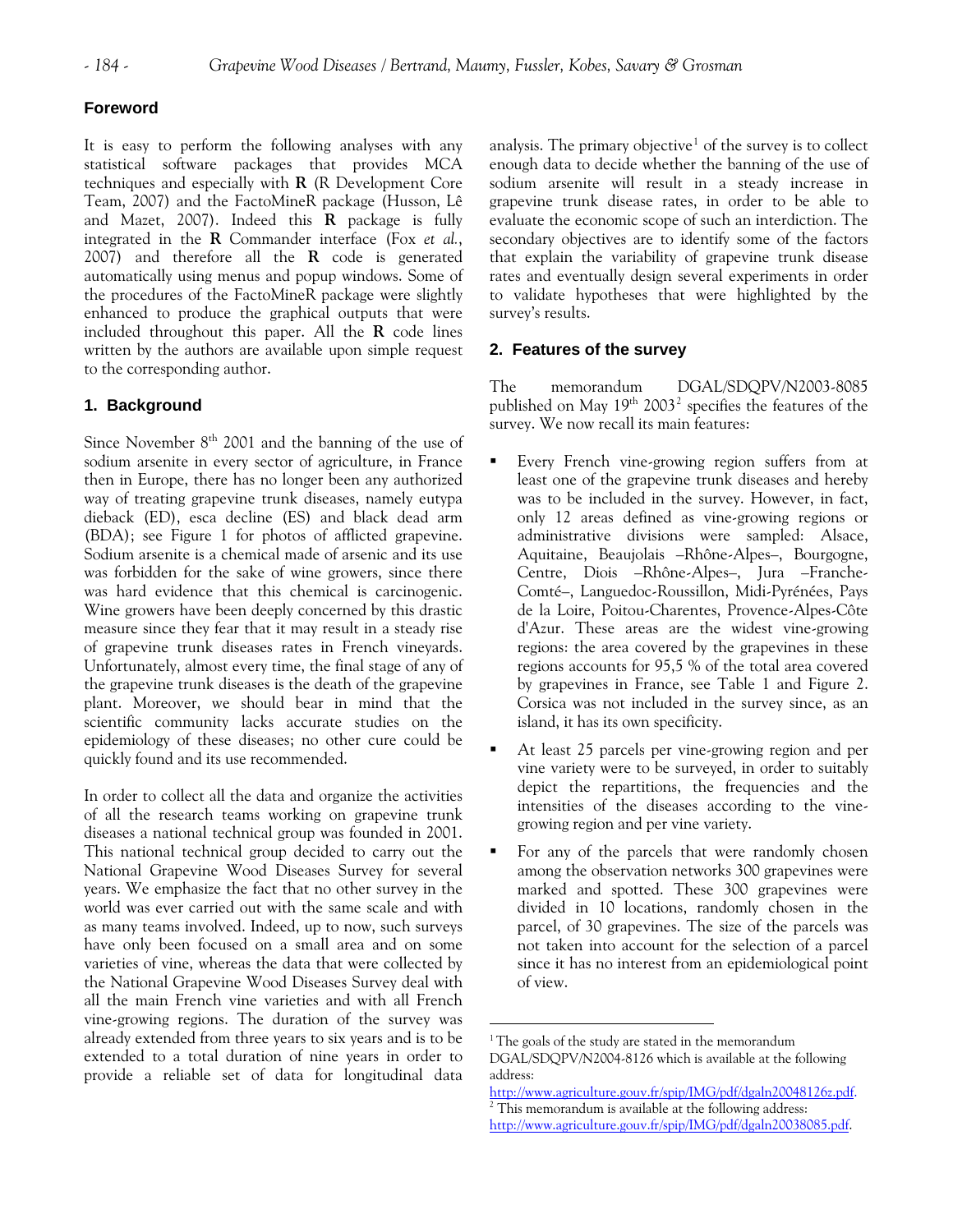## Foreword

It is easy to perform the following analyses with any statistical software packages that provides MCA techniques and especially with **R** (R Development Core Team, 2007) and the FactoMineR package (Husson, Lê and Mazet, 2007). Indeed this **R** package is fully integrated in the **R** Commander interface (Fox *et al.*, 2007) and therefore all the **R** code is generated automatically using menus and popup windows. Some of the procedures of the FactoMineR package were slightly enhanced to produce the graphical outputs that were included throughout this paper. All the **R** code lines written by the authors are available upon simple request to the corresponding author.

## 1. Background

Since November 8th 2001 and the banning of the use of sodium arsenite in every sector of agriculture, in France then in Europe, there has no longer been any authorized way of treating grapevine trunk diseases, namely eutypa dieback (ED), esca decline (ES) and black dead arm (BDA); see Figure 1 for photos of afflicted grapevine. Sodium arsenite is a chemical made of arsenic and its use was forbidden for the sake of wine growers, since there was hard evidence that this chemical is carcinogenic. Wine growers have been deeply concerned by this drastic measure since they fear that it may result in a steady rise of grapevine trunk diseases rates in French vineyards. Unfortunately, almost every time, the final stage of any of the grapevine trunk diseases is the death of the grapevine plant. Moreover, we should bear in mind that the scientific community lacks accurate studies on the epidemiology of these diseases; no other cure could be quickly found and its use recommended.

In order to collect all the data and organize the activities of all the research teams working on grapevine trunk diseases a national technical group was founded in 2001. This national technical group decided to carry out the National Grapevine Wood Diseases Survey for several years. We emphasize the fact that no other survey in the world was ever carried out with the same scale and with as many teams involved. Indeed, up to now, such surveys have only been focused on a small area and on some varieties of vine, whereas the data that were collected by the National Grapevine Wood Diseases Survey deal with all the main French vine varieties and with all French vine-growing regions. The duration of the survey was already extended from three years to six years and is to be extended to a total duration of nine years in order to provide a reliable set of data for longitudinal data analysis. The primary objective[1] of the survey is to collect enough data to decide whether the banning of the use of sodium arsenite will result in a steady increase in grapevine trunk disease rates, in order to be able to evaluate the economic scope of such an interdiction. The secondary objectives are to identify some of the factors that explain the variability of grapevine trunk disease rates and eventually design several experiments in order to validate hypotheses that were highlighted by the survey's results.

## 2. Features of the survey

The memorandum DGAL/SDQPV/N2003-8085 published on May 19th 2003[2] specifies the features of the survey. We now recall its main features:

- Every French vine-growing region suffers from at least one of the grapevine trunk diseases and hereby was to be included in the survey. However, in fact, only 12 areas defined as vine-growing regions or administrative divisions were sampled: Alsace, Aquitaine, Beaujolais –Rhône-Alpes–, Bourgogne, Centre, Diois –Rhône-Alpes–, Jura –Franche-Comté–, Languedoc-Roussillon, Midi-Pyrénées, Pays de la Loire, Poitou-Charentes, Provence-Alpes-Côte d'Azur. These areas are the widest vine-growing regions: the area covered by the grapevines in these regions accounts for 95,5 % of the total area covered by grapevines in France, see Table 1 and Figure 2. Corsica was not included in the survey since, as an island, it has its own specificity.
- At least 25 parcels per vine-growing region and per vine variety were to be surveyed, in order to suitably depict the repartitions, the frequencies and the intensities of the diseases according to the vine-growing region and per vine variety.
- For any of the parcels that were randomly chosen among the observation networks 300 grapevines were marked and spotted. These 300 grapevines were divided in 10 locations, randomly chosen in the parcel, of 30 grapevines. The size of the parcels was not taken into account for the selection of a parcel since it has no interest from an epidemiological point of view.

[1] The goals of the study are stated in the memorandum DGAL/SDQPV/N2004-8126 which is available at the following address: http://www.agriculture.gouv.fr/spip/IMG/pdf/dgaln20048126z.pdf.

[2] This memorandum is available at the following address: http://www.agriculture.gouv.fr/spip/IMG/pdf/dgaln20038085.pdf.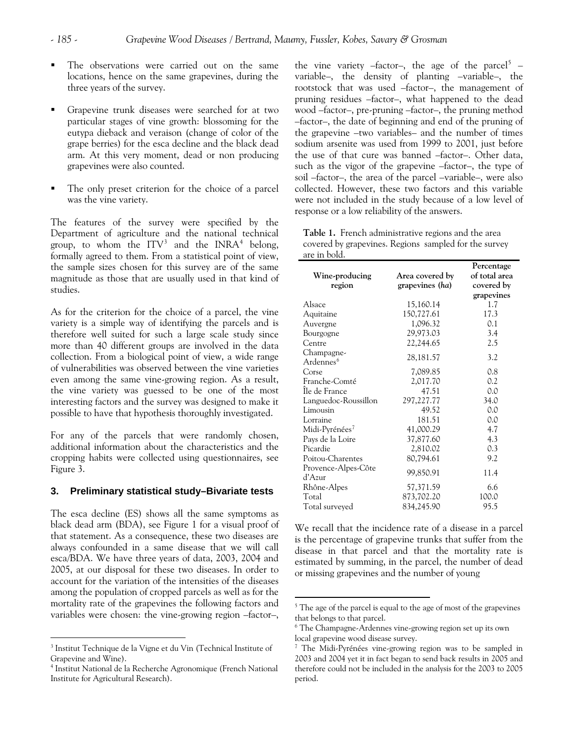- The observations were carried out on the same locations, hence on the same grapevines, during the three years of the survey.
- Grapevine trunk diseases were searched for at two particular stages of vine growth: blossoming for the eutypa dieback and veraison (change of color of the grape berries) for the esca decline and the black dead arm. At this very moment, dead or non producing grapevines were also counted.
- The only preset criterion for the choice of a parcel was the vine variety.

The features of the survey were specified by the Department of agriculture and the national technical group, to whom the ITV[3] and the INRA[4] belong, formally agreed to them. From a statistical point of view, the sample sizes chosen for this survey are of the same magnitude as those that are usually used in that kind of studies.

As for the criterion for the choice of a parcel, the vine variety is a simple way of identifying the parcels and is therefore well suited for such a large scale study since more than 40 different groups are involved in the data collection. From a biological point of view, a wide range of vulnerabilities was observed between the vine varieties even among the same vine-growing region. As a result, the vine variety was guessed to be one of the most interesting factors and the survey was designed to make it possible to have that hypothesis thoroughly investigated.

For any of the parcels that were randomly chosen, additional information about the characteristics and the cropping habits were collected using questionnaires, see Figure 3.

## 3. Preliminary statistical study–Bivariate tests

The esca decline (ES) shows all the same symptoms as black dead arm (BDA), see Figure 1 for a visual proof of that statement. As a consequence, these two diseases are always confounded in a same disease that we will call esca/BDA. We have three years of data, 2003, 2004 and 2005, at our disposal for these two diseases. In order to account for the variation of the intensities of the diseases among the population of cropped parcels as well as for the mortality rate of the grapevines the following factors and variables were chosen: the vine-growing region –factor–, the vine variety –factor–, the age of the parcel[5] –variable–, the density of planting –variable–, the rootstock that was used –factor–, the management of pruning residues –factor–, what happened to the dead wood –factor–, pre-pruning –factor–, the pruning method –factor–, the date of beginning and end of the pruning of the grapevine –two variables– and the number of times sodium arsenite was used from 1999 to 2001, just before the use of that cure was banned –factor–. Other data, such as the vigor of the grapevine –factor–, the type of soil –factor–, the area of the parcel –variable–, were also collected. However, these two factors and this variable were not included in the study because of a low level of response or a low reliability of the answers.

**Table 1.** French administrative regions and the area covered by grapevines. Regions sampled for the survey are in bold.

| Wine-producing region | Area covered by grapevines (*ha*) | Percentage of total area covered by grapevines |
|---|---|---|
| Alsace | 15,160.14 | 1.7 |
| Aquitaine | 150,727.61 | 17.3 |
| Auvergne | 1,096.32 | 0.1 |
| Bourgogne | 29,973.03 | 3.4 |
| Centre | 22,244.65 | 2.5 |
| Champagne-Ardennes[6] | 28,181.57 | 3.2 |
| Corse | 7,089.85 | 0.8 |
| Franche-Comté | 2,017.70 | 0.2 |
| Île de France | 47.51 | 0.0 |
| Languedoc-Roussillon | 297,227.77 | 34.0 |
| Limousin | 49.52 | 0.0 |
| Lorraine | 181.51 | 0.0 |
| Midi-Pyrénées[7] | 41,000.29 | 4.7 |
| Pays de la Loire | 37,877.60 | 4.3 |
| Picardie | 2,810.02 | 0.3 |
| Poitou-Charentes | 80,794.61 | 9.2 |
| Provence-Alpes-Côte d'Azur | 99,850.91 | 11.4 |
| Rhône-Alpes | 57,371.59 | 6.6 |
| Total | 873,702.20 | 100.0 |
| Total surveyed | 834,245.90 | 95.5 |

We recall that the incidence rate of a disease in a parcel is the percentage of grapevine trunks that suffer from the disease in that parcel and that the mortality rate is estimated by summing, in the parcel, the number of dead or missing grapevines and the number of young

[3] Institut Technique de la Vigne et du Vin (Technical Institute of Grapevine and Wine).

[4] Institut National de la Recherche Agronomique (French National Institute for Agricultural Research).

[5] The age of the parcel is equal to the age of most of the grapevines that belongs to that parcel.

[6] The Champagne-Ardennes vine-growing region set up its own local grapevine wood disease survey.

[7] The Midi-Pyrénées vine-growing region was to be sampled in 2003 and 2004 yet it in fact began to send back results in 2005 and therefore could not be included in the analysis for the 2003 to 2005 period.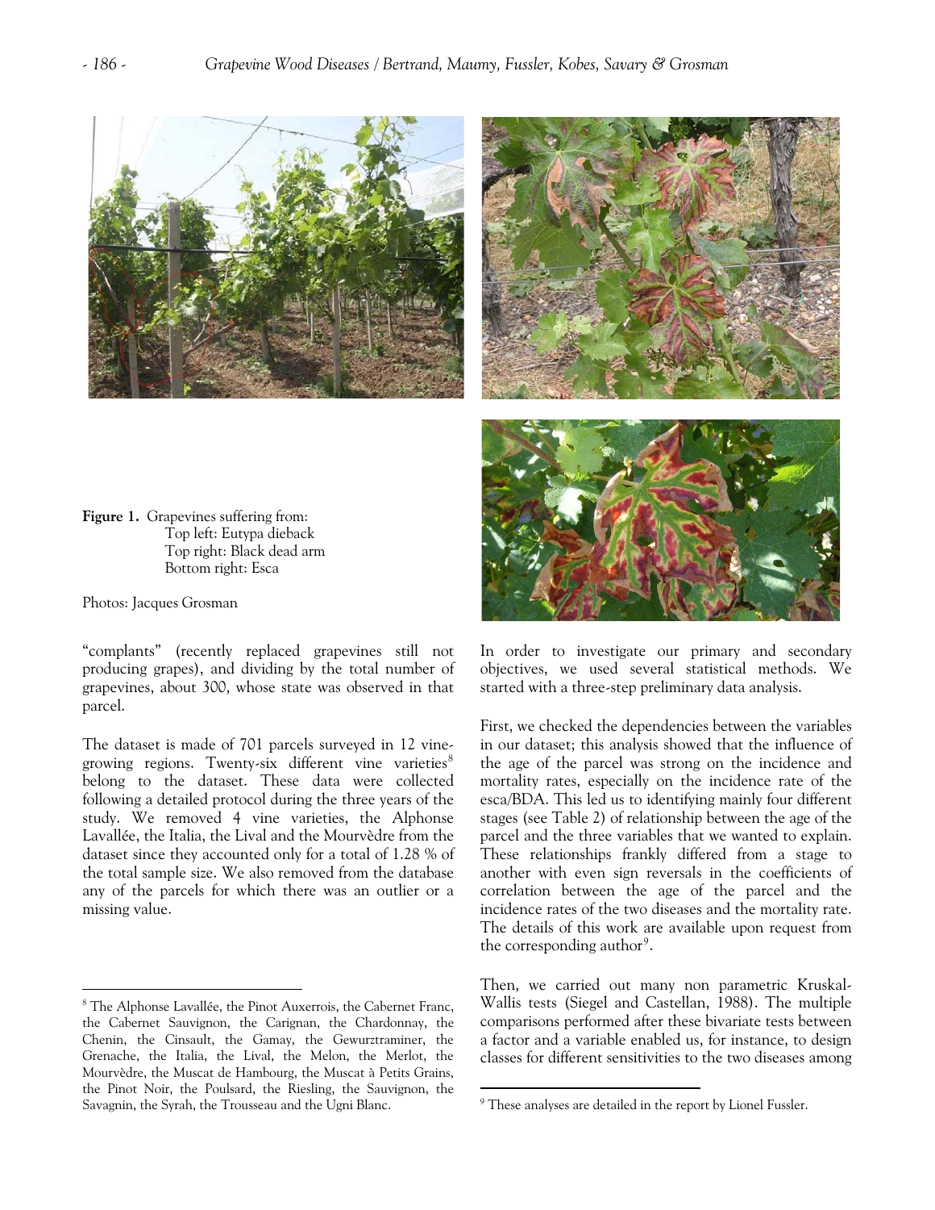**Figure 1.** Grapevines suffering from:
Top left: Eutypa dieback
Top right: Black dead arm
Bottom right: Esca

Photos: Jacques Grosman

"complants" (recently replaced grapevines still not producing grapes), and dividing by the total number of grapevines, about 300, whose state was observed in that parcel.

The dataset is made of 701 parcels surveyed in 12 vine-growing regions. Twenty-six different vine varieties[8] belong to the dataset. These data were collected following a detailed protocol during the three years of the study. We removed 4 vine varieties, the Alphonse Lavallée, the Italia, the Lival and the Mourvèdre from the dataset since they accounted only for a total of 1.28 % of the total sample size. We also removed from the database any of the parcels for which there was an outlier or a missing value.

In order to investigate our primary and secondary objectives, we used several statistical methods. We started with a three-step preliminary data analysis.

First, we checked the dependencies between the variables in our dataset; this analysis showed that the influence of the age of the parcel was strong on the incidence and mortality rates, especially on the incidence rate of the esca/BDA. This led us to identifying mainly four different stages (see Table 2) of relationship between the age of the parcel and the three variables that we wanted to explain. These relationships frankly differed from a stage to another with even sign reversals in the coefficients of correlation between the age of the parcel and the incidence rates of the two diseases and the mortality rate. The details of this work are available upon request from the corresponding author[9].

Then, we carried out many non parametric Kruskal-Wallis tests (Siegel and Castellan, 1988). The multiple comparisons performed after these bivariate tests between a factor and a variable enabled us, for instance, to design classes for different sensitivities to the two diseases among

[8] The Alphonse Lavallée, the Pinot Auxerrois, the Cabernet Franc, the Cabernet Sauvignon, the Carignan, the Chardonnay, the Chenin, the Cinsault, the Gamay, the Gewurztraminer, the Grenache, the Italia, the Lival, the Melon, the Merlot, the Mourvèdre, the Muscat de Hambourg, the Muscat à Petits Grains, the Pinot Noir, the Poulsard, the Riesling, the Sauvignon, the Savagnin, the Syrah, the Trousseau and the Ugni Blanc.

[9] These analyses are detailed in the report by Lionel Fussler.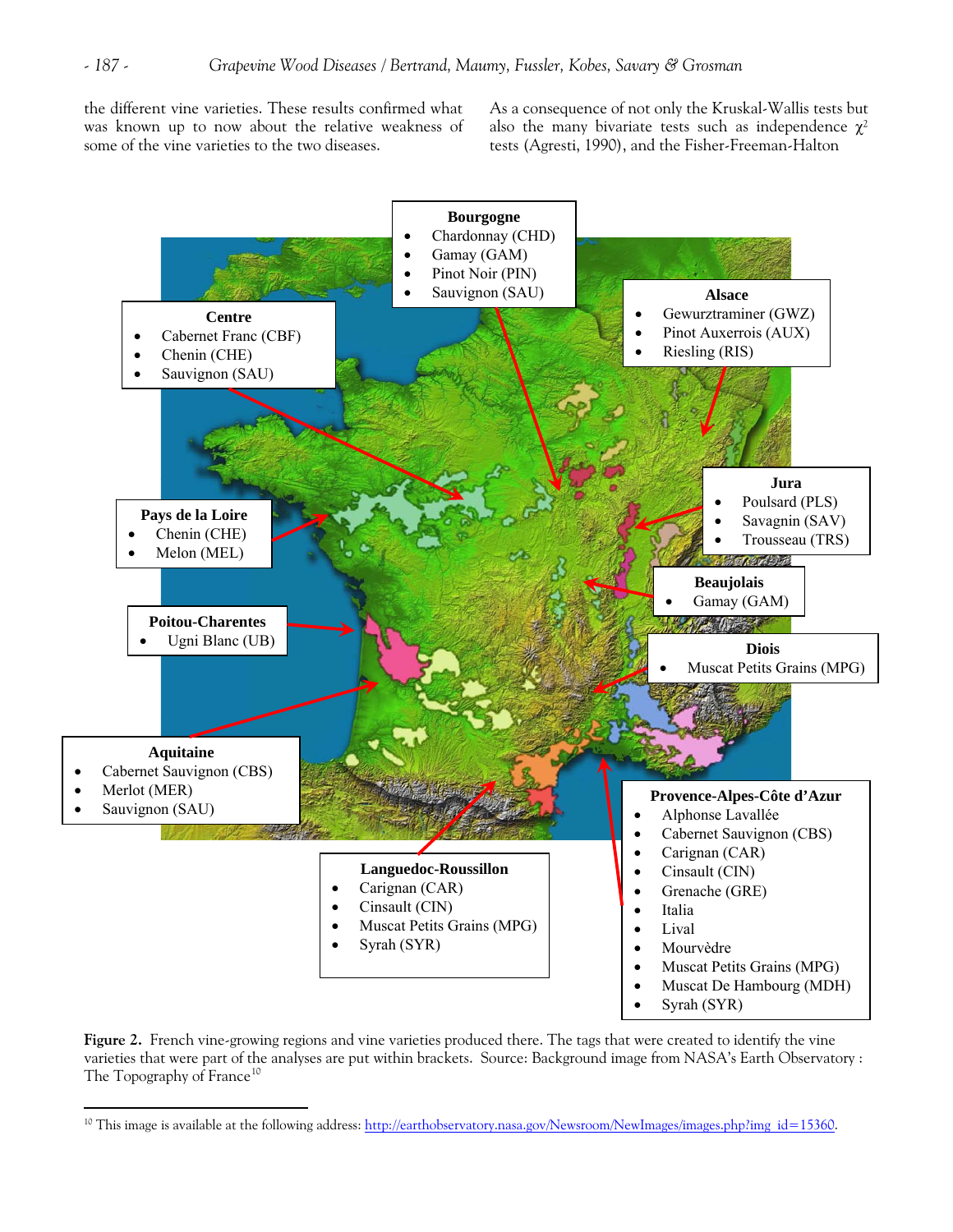the different vine varieties. These results confirmed what was known up to now about the relative weakness of some of the vine varieties to the two diseases.

As a consequence of not only the Kruskal-Wallis tests but also the many bivariate tests such as independence $\chi^2$ tests (Agresti, 1990), and the Fisher-Freeman-Halton

**Bourgogne**
- Chardonnay (CHD)
- Gamay (GAM)
- Pinot Noir (PIN)
- Sauvignon (SAU)

**Alsace**
- Gewurztraminer (GWZ)
- Pinot Auxerrois (AUX)
- Riesling (RIS)

**Centre**
- Cabernet Franc (CBF)
- Chenin (CHE)
- Sauvignon (SAU)

**Jura**
- Poulsard (PLS)
- Savagnin (SAV)
- Trousseau (TRS)

**Pays de la Loire**
- Chenin (CHE)
- Melon (MEL)

**Beaujolais**
- Gamay (GAM)

**Poitou-Charentes**
- Ugni Blanc (UB)

**Diois**
- Muscat Petits Grains (MPG)

**Aquitaine**
- Cabernet Sauvignon (CBS)
- Merlot (MER)
- Sauvignon (SAU)

**Provence-Alpes-Côte d'Azur**
- Alphonse Lavallée
- Cabernet Sauvignon (CBS)
- Carignan (CAR)
- Cinsault (CIN)
- Grenache (GRE)
- Italia
- Lival
- Mourvèdre
- Muscat Petits Grains (MPG)
- Muscat De Hambourg (MDH)
- Syrah (SYR)

**Languedoc-Roussillon**
- Carignan (CAR)
- Cinsault (CIN)
- Muscat Petits Grains (MPG)
- Syrah (SYR)

**Figure 2.** French vine-growing regions and vine varieties produced there. The tags that were created to identify the vine varieties that were part of the analyses are put within brackets. Source: Background image from NASA's Earth Observatory : The Topography of France[10]

---

[10] This image is available at the following address: http://earthobservatory.nasa.gov/Newsroom/NewImages/images.php?img_id=15360.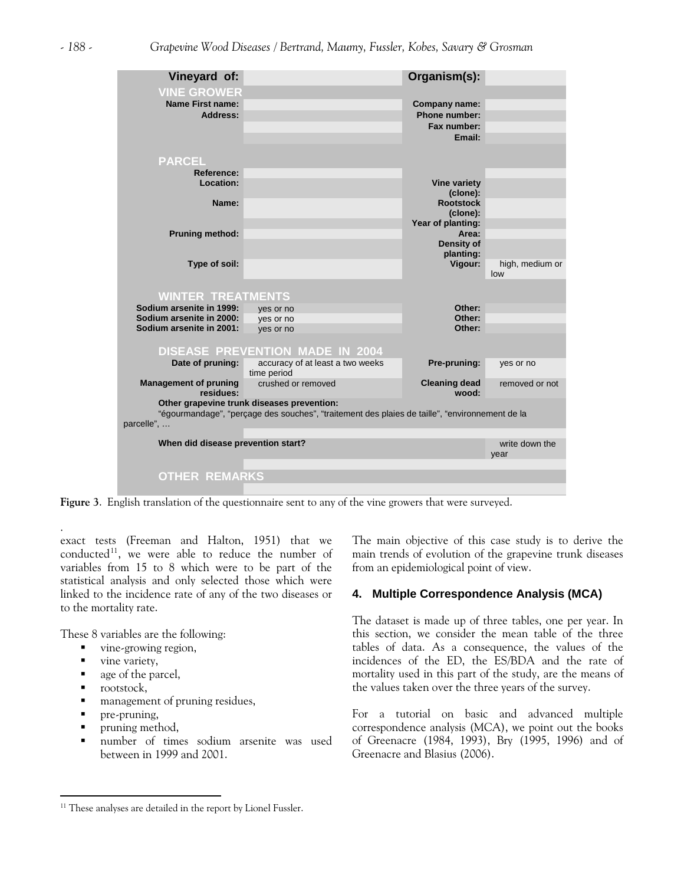| Vineyard of: | | Organism(s): | |
|---|---|---|---|
| **VINE GROWER** | | | |
| Name First name: | | Company name: | |
| Address: | | Phone number: | |
| | | Fax number: | |
| | | Email: | |
| **PARCEL** | | | |
| Reference: | | | |
| Location: | | Vine variety (clone): | |
| Name: | | Rootstock (clone): | |
| | | Year of planting: | |
| Pruning method: | | Area: | |
| | | Density of planting: | |
| Type of soil: | | Vigour: | high, medium or low |
| **WINTER TREATMENTS** | | | |
| Sodium arsenite in 1999: | yes or no | Other: | |
| Sodium arsenite in 2000: | yes or no | Other: | |
| Sodium arsenite in 2001: | yes or no | Other: | |
| **DISEASE PREVENTION MADE IN 2004** | | | |
| Date of pruning: | accuracy of at least a two weeks time period | Pre-pruning: | yes or no |
| Management of pruning residues: | crushed or removed | Cleaning dead wood: | removed or not |
| Other grapevine trunk diseases prevention: "égourmandage", "perçage des souches", "traitement des plaies de taille", "environnement de la parcelle", … | | | |
| When did disease prevention start? | | | write down the year |
| **OTHER REMARKS** | | | |

**Figure 3**. English translation of the questionnaire sent to any of the vine growers that were surveyed.

exact tests (Freeman and Halton, 1951) that we conducted[11], we were able to reduce the number of variables from 15 to 8 which were to be part of the statistical analysis and only selected those which were linked to the incidence rate of any of the two diseases or to the mortality rate.

These 8 variables are the following:

- vine-growing region,
- vine variety,
- age of the parcel,
- rootstock,
- management of pruning residues,
- pre-pruning,
- pruning method,
- number of times sodium arsenite was used between in 1999 and 2001.

The main objective of this case study is to derive the main trends of evolution of the grapevine trunk diseases from an epidemiological point of view.

## 4. Multiple Correspondence Analysis (MCA)

The dataset is made up of three tables, one per year. In this section, we consider the mean table of the three tables of data. As a consequence, the values of the incidences of the ED, the ES/BDA and the rate of mortality used in this part of the study, are the means of the values taken over the three years of the survey.

For a tutorial on basic and advanced multiple correspondence analysis (MCA), we point out the books of Greenacre (1984, 1993), Bry (1995, 1996) and of Greenacre and Blasius (2006).

[11] These analyses are detailed in the report by Lionel Fussler.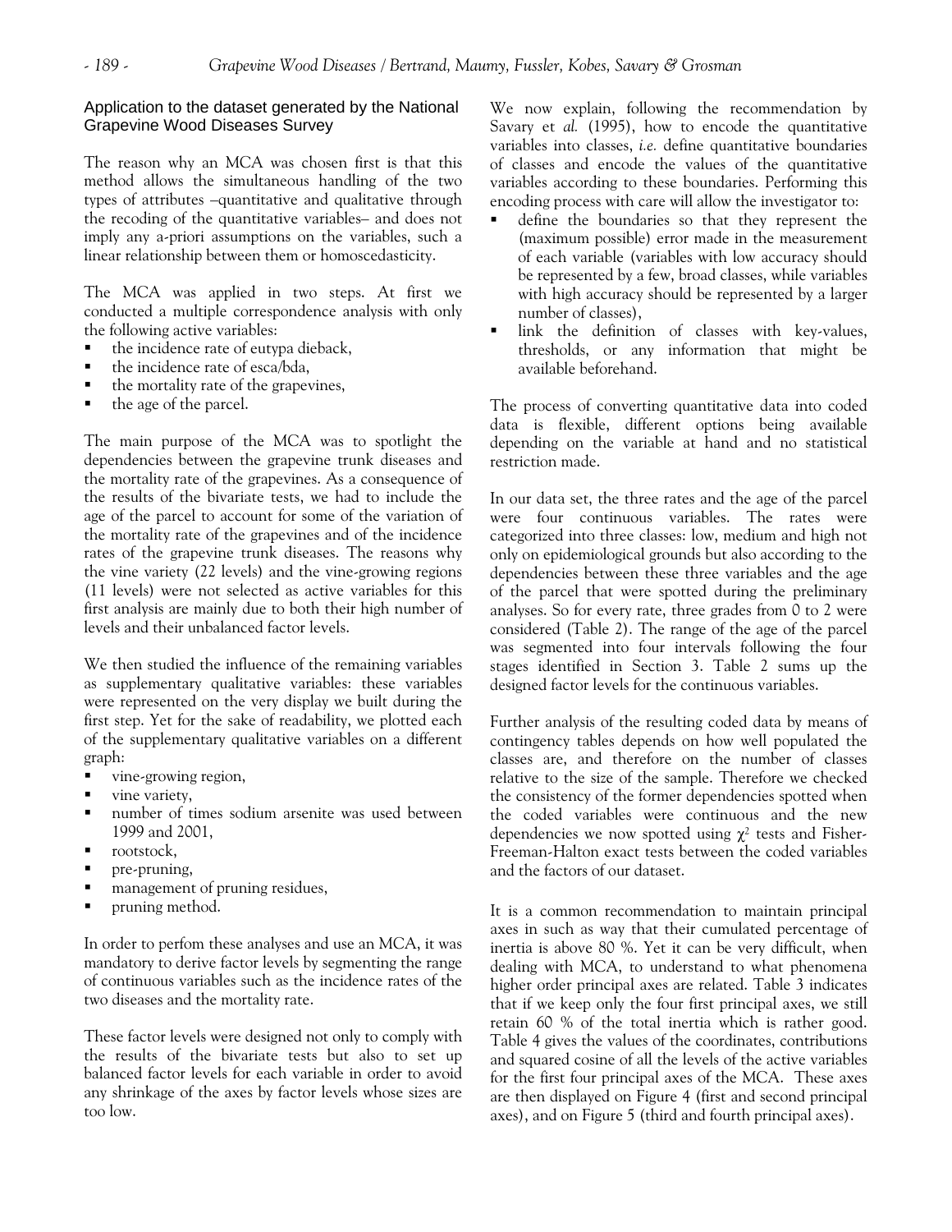### Application to the dataset generated by the National Grapevine Wood Diseases Survey

The reason why an MCA was chosen first is that this method allows the simultaneous handling of the two types of attributes –quantitative and qualitative through the recoding of the quantitative variables– and does not imply any a-priori assumptions on the variables, such a linear relationship between them or homoscedasticity.

The MCA was applied in two steps. At first we conducted a multiple correspondence analysis with only the following active variables:

- the incidence rate of eutypa dieback,
- the incidence rate of esca/bda,
- the mortality rate of the grapevines,
- the age of the parcel.

The main purpose of the MCA was to spotlight the dependencies between the grapevine trunk diseases and the mortality rate of the grapevines. As a consequence of the results of the bivariate tests, we had to include the age of the parcel to account for some of the variation of the mortality rate of the grapevines and of the incidence rates of the grapevine trunk diseases. The reasons why the vine variety (22 levels) and the vine-growing regions (11 levels) were not selected as active variables for this first analysis are mainly due to both their high number of levels and their unbalanced factor levels.

We then studied the influence of the remaining variables as supplementary qualitative variables: these variables were represented on the very display we built during the first step. Yet for the sake of readability, we plotted each of the supplementary qualitative variables on a different graph:

- vine-growing region,
- vine variety,
- number of times sodium arsenite was used between 1999 and 2001,
- rootstock,
- pre-pruning,
- management of pruning residues,
- pruning method.

In order to perfom these analyses and use an MCA, it was mandatory to derive factor levels by segmenting the range of continuous variables such as the incidence rates of the two diseases and the mortality rate.

These factor levels were designed not only to comply with the results of the bivariate tests but also to set up balanced factor levels for each variable in order to avoid any shrinkage of the axes by factor levels whose sizes are too low.

We now explain, following the recommendation by Savary et *al.* (1995), how to encode the quantitative variables into classes, *i.e.* define quantitative boundaries of classes and encode the values of the quantitative variables according to these boundaries. Performing this encoding process with care will allow the investigator to:

- define the boundaries so that they represent the (maximum possible) error made in the measurement of each variable (variables with low accuracy should be represented by a few, broad classes, while variables with high accuracy should be represented by a larger number of classes),
- link the definition of classes with key-values, thresholds, or any information that might be available beforehand.

The process of converting quantitative data into coded data is flexible, different options being available depending on the variable at hand and no statistical restriction made.

In our data set, the three rates and the age of the parcel were four continuous variables. The rates were categorized into three classes: low, medium and high not only on epidemiological grounds but also according to the dependencies between these three variables and the age of the parcel that were spotted during the preliminary analyses. So for every rate, three grades from 0 to 2 were considered (Table 2). The range of the age of the parcel was segmented into four intervals following the four stages identified in Section 3. Table 2 sums up the designed factor levels for the continuous variables.

Further analysis of the resulting coded data by means of contingency tables depends on how well populated the classes are, and therefore on the number of classes relative to the size of the sample. Therefore we checked the consistency of the former dependencies spotted when the coded variables were continuous and the new dependencies we now spotted using $\chi^2$ tests and Fisher-Freeman-Halton exact tests between the coded variables and the factors of our dataset.

It is a common recommendation to maintain principal axes in such as way that their cumulated percentage of inertia is above 80 %. Yet it can be very difficult, when dealing with MCA, to understand to what phenomena higher order principal axes are related. Table 3 indicates that if we keep only the four first principal axes, we still retain 60 % of the total inertia which is rather good. Table 4 gives the values of the coordinates, contributions and squared cosine of all the levels of the active variables for the first four principal axes of the MCA. These axes are then displayed on Figure 4 (first and second principal axes), and on Figure 5 (third and fourth principal axes).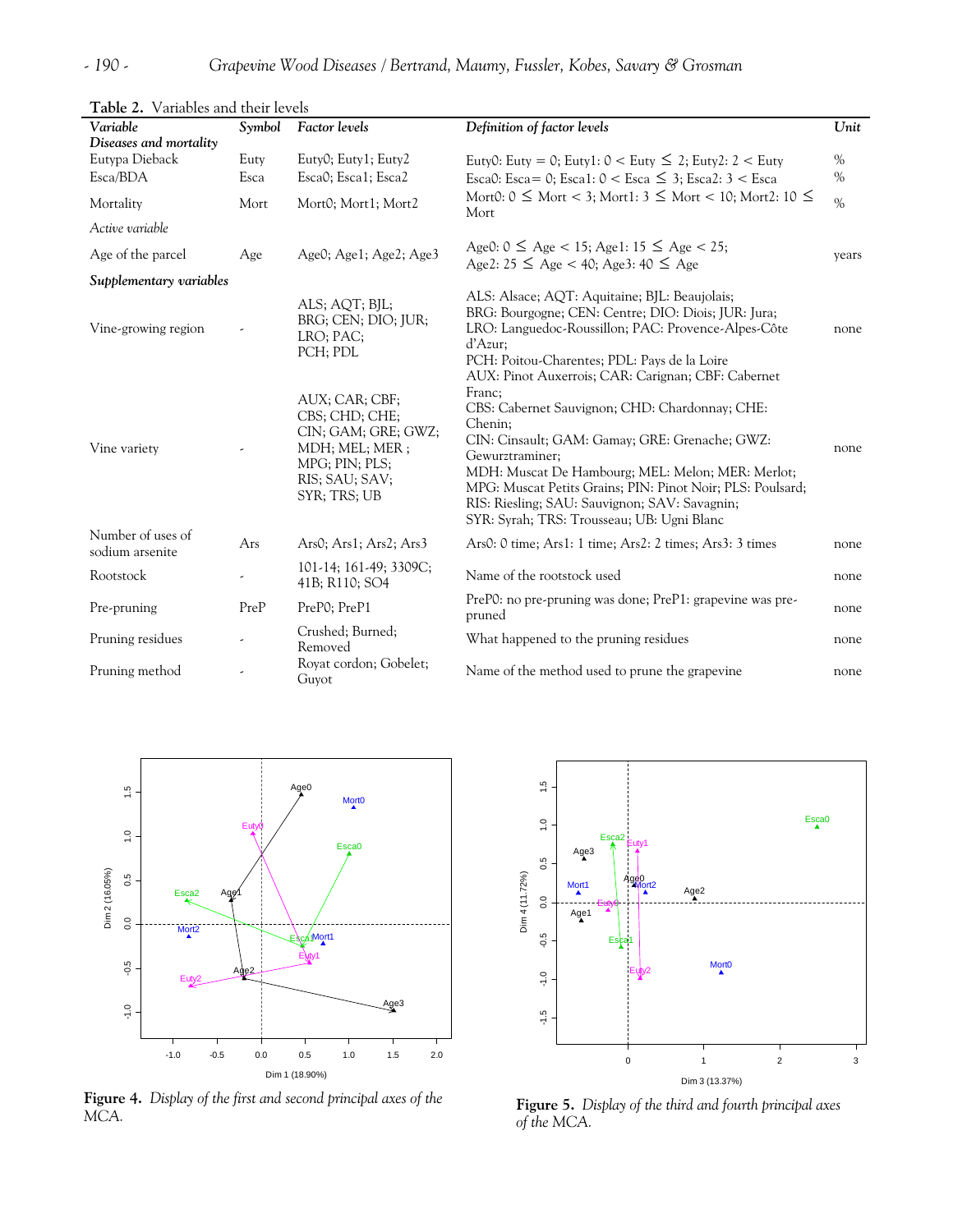**Table 2.** Variables and their levels

| *Variable* | *Symbol* | *Factor levels* | *Definition of factor levels* | *Unit* |
|---|---|---|---|---|
| ***Diseases and mortality*** | | | | |
| Eutypa Dieback | Euty | Euty0; Euty1; Euty2 | Euty0: Euty = 0; Euty1: 0 < Euty ≤ 2; Euty2: 2 < Euty | % |
| Esca/BDA | Esca | Esca0; Esca1; Esca2 | Esca0: Esca= 0; Esca1: 0 < Esca ≤ 3; Esca2: 3 < Esca | % |
| Mortality | Mort | Mort0; Mort1; Mort2 | Mort0: 0 ≤ Mort < 3; Mort1: 3 ≤ Mort < 10; Mort2: 10 ≤ Mort | % |
| *Active variable* | | | | |
| Age of the parcel | Age | Age0; Age1; Age2; Age3 | Age0: 0 ≤ Age < 15; Age1: 15 ≤ Age < 25; Age2: 25 ≤ Age < 40; Age3: 40 ≤ Age | years |
| ***Supplementary variables*** | | | | |
| Vine-growing region | - | ALS; AQT; BJL; BRG; CEN; DIO; JUR; LRO; PAC; PCH; PDL | ALS: Alsace; AQT: Aquitaine; BJL: Beaujolais; BRG: Bourgogne; CEN: Centre; DIO: Diois; JUR: Jura; LRO: Languedoc-Roussillon; PAC: Provence-Alpes-Côte d'Azur; PCH: Poitou-Charentes; PDL: Pays de la Loire | none |
| Vine variety | - | AUX; CAR; CBF; CBS; CHD; CHE; CIN; GAM; GRE; GWZ; MDH; MEL; MER ; MPG; PIN; PLS; RIS; SAU; SAV; SYR; TRS; UB | AUX: Pinot Auxerrois; CAR: Carignan; CBF: Cabernet Franc; CBS: Cabernet Sauvignon; CHD: Chardonnay; CHE: Chenin; CIN: Cinsault; GAM: Gamay; GRE: Grenache; GWZ: Gewurztraminer; MDH: Muscat De Hambourg; MEL: Melon; MER: Merlot; MPG: Muscat Petits Grains; PIN: Pinot Noir; PLS: Poulsard; RIS: Riesling; SAU: Sauvignon; SAV: Savagnin; SYR: Syrah; TRS: Trousseau; UB: Ugni Blanc | none |
| Number of uses of sodium arsenite | Ars | Ars0; Ars1; Ars2; Ars3 | Ars0: 0 time; Ars1: 1 time; Ars2: 2 times; Ars3: 3 times | none |
| Rootstock | - | 101-14; 161-49; 3309C; 41B; R110; SO4 | Name of the rootstock used | none |
| Pre-pruning | PreP | PreP0; PreP1 | PreP0: no pre-pruning was done; PreP1: grapevine was pre-pruned | none |
| Pruning residues | - | Crushed; Burned; Removed | What happened to the pruning residues | none |
| Pruning method | - | Royat cordon; Gobelet; Guyot | Name of the method used to prune the grapevine | none |

**Figure 4.** *Display of the first and second principal axes of the MCA.*

**Figure 5.** *Display of the third and fourth principal axes of the MCA.*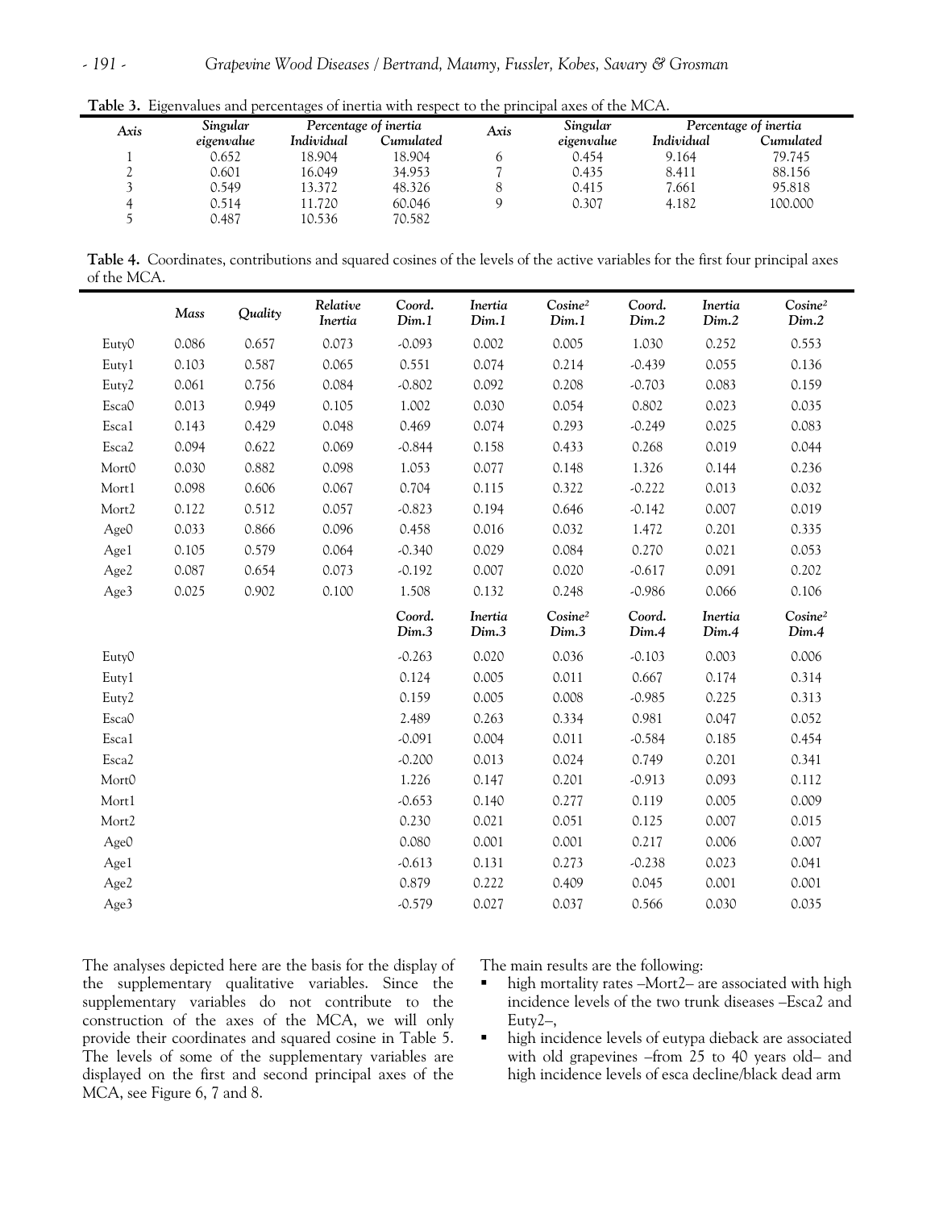**Table 3.** Eigenvalues and percentages of inertia with respect to the principal axes of the MCA.

| Axis | Singular eigenvalue | Percentage of inertia | | Axis | Singular eigenvalue | Percentage of inertia | |
|---|---|---|---|---|---|---|---|
| | | Individual | Cumulated | | | Individual | Cumulated |
| 1 | 0.652 | 18.904 | 18.904 | 6 | 0.454 | 9.164 | 79.745 |
| 2 | 0.601 | 16.049 | 34.953 | 7 | 0.435 | 8.411 | 88.156 |
| 3 | 0.549 | 13.372 | 48.326 | 8 | 0.415 | 7.661 | 95.818 |
| 4 | 0.514 | 11.720 | 60.046 | 9 | 0.307 | 4.182 | 100.000 |
| 5 | 0.487 | 10.536 | 70.582 | | | | |

**Table 4.** Coordinates, contributions and squared cosines of the levels of the active variables for the first four principal axes of the MCA.

| | Mass | Quality | Relative Inertia | Coord. Dim.1 | Inertia Dim.1 | Cosine² Dim.1 | Coord. Dim.2 | Inertia Dim.2 | Cosine² Dim.2 |
|---|---|---|---|---|---|---|---|---|---|
| Euty0 | 0.086 | 0.657 | 0.073 | -0.093 | 0.002 | 0.005 | 1.030 | 0.252 | 0.553 |
| Euty1 | 0.103 | 0.587 | 0.065 | 0.551 | 0.074 | 0.214 | -0.439 | 0.055 | 0.136 |
| Euty2 | 0.061 | 0.756 | 0.084 | -0.802 | 0.092 | 0.208 | -0.703 | 0.083 | 0.159 |
| Esca0 | 0.013 | 0.949 | 0.105 | 1.002 | 0.030 | 0.054 | 0.802 | 0.023 | 0.035 |
| Esca1 | 0.143 | 0.429 | 0.048 | 0.469 | 0.074 | 0.293 | -0.249 | 0.025 | 0.083 |
| Esca2 | 0.094 | 0.622 | 0.069 | -0.844 | 0.158 | 0.433 | 0.268 | 0.019 | 0.044 |
| Mort0 | 0.030 | 0.882 | 0.098 | 1.053 | 0.077 | 0.148 | 1.326 | 0.144 | 0.236 |
| Mort1 | 0.098 | 0.606 | 0.067 | 0.704 | 0.115 | 0.322 | -0.222 | 0.013 | 0.032 |
| Mort2 | 0.122 | 0.512 | 0.057 | -0.823 | 0.194 | 0.646 | -0.142 | 0.007 | 0.019 |
| Age0 | 0.033 | 0.866 | 0.096 | 0.458 | 0.016 | 0.032 | 1.472 | 0.201 | 0.335 |
| Age1 | 0.105 | 0.579 | 0.064 | -0.340 | 0.029 | 0.084 | 0.270 | 0.021 | 0.053 |
| Age2 | 0.087 | 0.654 | 0.073 | -0.192 | 0.007 | 0.020 | -0.617 | 0.091 | 0.202 |
| Age3 | 0.025 | 0.902 | 0.100 | 1.508 | 0.132 | 0.248 | -0.986 | 0.066 | 0.106 |
| | | | | Coord. Dim.3 | Inertia Dim.3 | Cosine² Dim.3 | Coord. Dim.4 | Inertia Dim.4 | Cosine² Dim.4 |
| Euty0 | | | | -0.263 | 0.020 | 0.036 | -0.103 | 0.003 | 0.006 |
| Euty1 | | | | 0.124 | 0.005 | 0.011 | 0.667 | 0.174 | 0.314 |
| Euty2 | | | | 0.159 | 0.005 | 0.008 | -0.985 | 0.225 | 0.313 |
| Esca0 | | | | 2.489 | 0.263 | 0.334 | 0.981 | 0.047 | 0.052 |
| Esca1 | | | | -0.091 | 0.004 | 0.011 | -0.584 | 0.185 | 0.454 |
| Esca2 | | | | -0.200 | 0.013 | 0.024 | 0.749 | 0.201 | 0.341 |
| Mort0 | | | | 1.226 | 0.147 | 0.201 | -0.913 | 0.093 | 0.112 |
| Mort1 | | | | -0.653 | 0.140 | 0.277 | 0.119 | 0.005 | 0.009 |
| Mort2 | | | | 0.230 | 0.021 | 0.051 | 0.125 | 0.007 | 0.015 |
| Age0 | | | | 0.080 | 0.001 | 0.001 | 0.217 | 0.006 | 0.007 |
| Age1 | | | | -0.613 | 0.131 | 0.273 | -0.238 | 0.023 | 0.041 |
| Age2 | | | | 0.879 | 0.222 | 0.409 | 0.045 | 0.001 | 0.001 |
| Age3 | | | | -0.579 | 0.027 | 0.037 | 0.566 | 0.030 | 0.035 |

The analyses depicted here are the basis for the display of the supplementary qualitative variables. Since the supplementary variables do not contribute to the construction of the axes of the MCA, we will only provide their coordinates and squared cosine in Table 5. The levels of some of the supplementary variables are displayed on the first and second principal axes of the MCA, see Figure 6, 7 and 8.

The main results are the following:

- high mortality rates –Mort2– are associated with high incidence levels of the two trunk diseases –Esca2 and Euty2–,
- high incidence levels of eutypa dieback are associated with old grapevines –from 25 to 40 years old– and high incidence levels of esca decline/black dead arm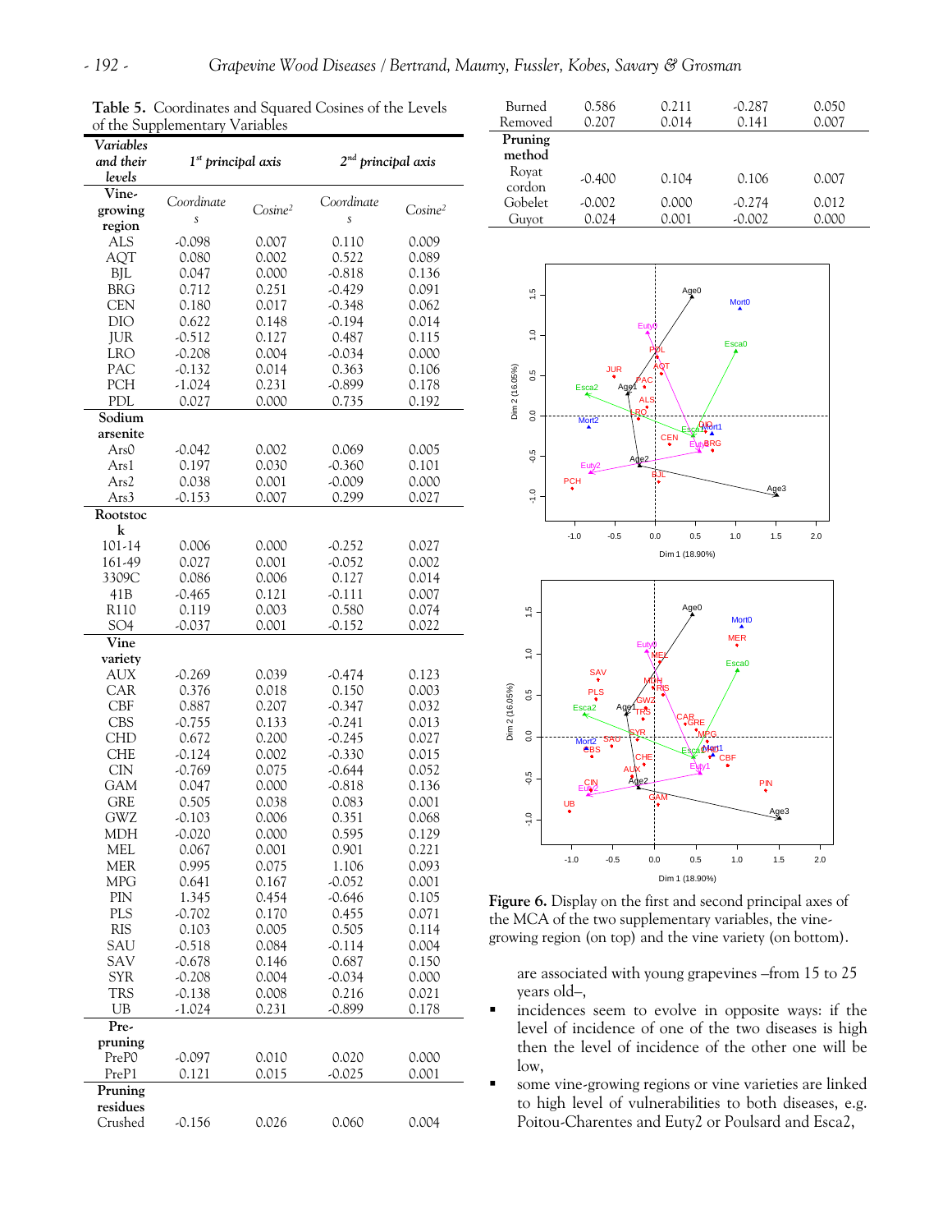**Table 5.** Coordinates and Squared Cosines of the Levels of the Supplementary Variables

| *Variables and their levels* | *1st principal axis* | | *2nd principal axis* | |
|---|---|---|---|---|
| **Vine-growing region** | *Coordinates* | *Cosine²* | *Coordinates* | *Cosine²* |
| ALS | -0.098 | 0.007 | 0.110 | 0.009 |
| AQT | 0.080 | 0.002 | 0.522 | 0.089 |
| BJL | 0.047 | 0.000 | -0.818 | 0.136 |
| BRG | 0.712 | 0.251 | -0.429 | 0.091 |
| CEN | 0.180 | 0.017 | -0.348 | 0.062 |
| DIO | 0.622 | 0.148 | -0.194 | 0.014 |
| JUR | -0.512 | 0.127 | 0.487 | 0.115 |
| LRO | -0.208 | 0.004 | -0.034 | 0.000 |
| PAC | -0.132 | 0.014 | 0.363 | 0.106 |
| PCH | -1.024 | 0.231 | -0.899 | 0.178 |
| PDL | 0.027 | 0.000 | 0.735 | 0.192 |
| **Sodium arsenite** | | | | |
| Ars0 | -0.042 | 0.002 | 0.069 | 0.005 |
| Ars1 | 0.197 | 0.030 | -0.360 | 0.101 |
| Ars2 | 0.038 | 0.001 | -0.009 | 0.000 |
| Ars3 | -0.153 | 0.007 | 0.299 | 0.027 |
| **Rootstock** | | | | |
| 101-14 | 0.006 | 0.000 | -0.252 | 0.027 |
| 161-49 | 0.027 | 0.001 | -0.052 | 0.002 |
| 3309C | 0.086 | 0.006 | 0.127 | 0.014 |
| 41B | -0.465 | 0.121 | -0.111 | 0.007 |
| R110 | 0.119 | 0.003 | 0.580 | 0.074 |
| SO4 | -0.037 | 0.001 | -0.152 | 0.022 |
| **Vine variety** | | | | |
| AUX | -0.269 | 0.039 | -0.474 | 0.123 |
| CAR | 0.376 | 0.018 | 0.150 | 0.003 |
| CBF | 0.887 | 0.207 | -0.347 | 0.032 |
| CBS | -0.755 | 0.133 | -0.241 | 0.013 |
| CHD | 0.672 | 0.200 | -0.245 | 0.027 |
| CHE | -0.124 | 0.002 | -0.330 | 0.015 |
| CIN | -0.769 | 0.075 | -0.644 | 0.052 |
| GAM | 0.047 | 0.000 | -0.818 | 0.136 |
| GRE | 0.505 | 0.038 | 0.083 | 0.001 |
| GWZ | -0.103 | 0.006 | 0.351 | 0.068 |
| MDH | -0.020 | 0.000 | 0.595 | 0.129 |
| MEL | 0.067 | 0.001 | 0.901 | 0.221 |
| MER | 0.995 | 0.075 | 1.106 | 0.093 |
| MPG | 0.641 | 0.167 | -0.052 | 0.001 |
| PIN | 1.345 | 0.454 | -0.646 | 0.105 |
| PLS | -0.702 | 0.170 | 0.455 | 0.071 |
| RIS | 0.103 | 0.005 | 0.505 | 0.114 |
| SAU | -0.518 | 0.084 | -0.114 | 0.004 |
| SAV | -0.678 | 0.146 | 0.687 | 0.150 |
| SYR | -0.208 | 0.004 | -0.034 | 0.000 |
| TRS | -0.138 | 0.008 | 0.216 | 0.021 |
| UB | -1.024 | 0.231 | -0.899 | 0.178 |
| **Pre-pruning** | | | | |
| PreP0 | -0.097 | 0.010 | 0.020 | 0.000 |
| PreP1 | 0.121 | 0.015 | -0.025 | 0.001 |
| **Pruning residues** | | | | |
| Crushed | -0.156 | 0.026 | 0.060 | 0.004 |
| Burned | 0.586 | 0.211 | -0.287 | 0.050 |
| Removed | 0.207 | 0.014 | 0.141 | 0.007 |
| **Pruning method** | | | | |
| Royat cordon | -0.400 | 0.104 | 0.106 | 0.007 |
| Gobelet | -0.002 | 0.000 | -0.274 | 0.012 |
| Guyot | 0.024 | 0.001 | -0.002 | 0.000 |

**Figure 6.** Display on the first and second principal axes of the MCA of the two supplementary variables, the vine-growing region (on top) and the vine variety (on bottom).

are associated with young grapevines –from 15 to 25 years old–,

- incidences seem to evolve in opposite ways: if the level of incidence of one of the two diseases is high then the level of incidence of the other one will be low,
- some vine-growing regions or vine varieties are linked to high level of vulnerabilities to both diseases, e.g. Poitou-Charentes and Euty2 or Poulsard and Esca2,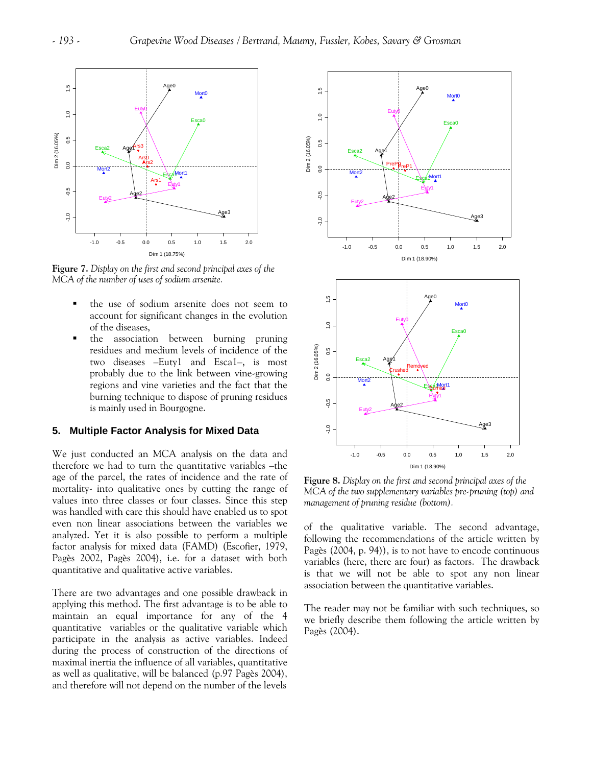**Figure 7.** *Display on the first and second principal axes of the MCA of the number of uses of sodium arsenite.*

- the use of sodium arsenite does not seem to account for significant changes in the evolution of the diseases,
- the association between burning pruning residues and medium levels of incidence of the two diseases –Euty1 and Esca1–, is most probably due to the link between vine-growing regions and vine varieties and the fact that the burning technique to dispose of pruning residues is mainly used in Bourgogne.

## 5. Multiple Factor Analysis for Mixed Data

We just conducted an MCA analysis on the data and therefore we had to turn the quantitative variables –the age of the parcel, the rates of incidence and the rate of mortality- into qualitative ones by cutting the range of values into three classes or four classes. Since this step was handled with care this should have enabled us to spot even non linear associations between the variables we analyzed. Yet it is also possible to perform a multiple factor analysis for mixed data (FAMD) (Escofier, 1979, Pagès 2002, Pagès 2004), i.e. for a dataset with both quantitative and qualitative active variables.

There are two advantages and one possible drawback in applying this method. The first advantage is to be able to maintain an equal importance for any of the 4 quantitative variables or the qualitative variable which participate in the analysis as active variables. Indeed during the process of construction of the directions of maximal inertia the influence of all variables, quantitative as well as qualitative, will be balanced (p.97 Pagès 2004), and therefore will not depend on the number of the levels of the qualitative variable. The second advantage, following the recommendations of the article written by Pagès (2004, p. 94)), is to not have to encode continuous variables (here, there are four) as factors. The drawback is that we will not be able to spot any non linear association between the quantitative variables.

**Figure 8.** *Display on the first and second principal axes of the MCA of the two supplementary variables pre-pruning (top) and management of pruning residue (bottom).*

The reader may not be familiar with such techniques, so we briefly describe them following the article written by Pagès (2004).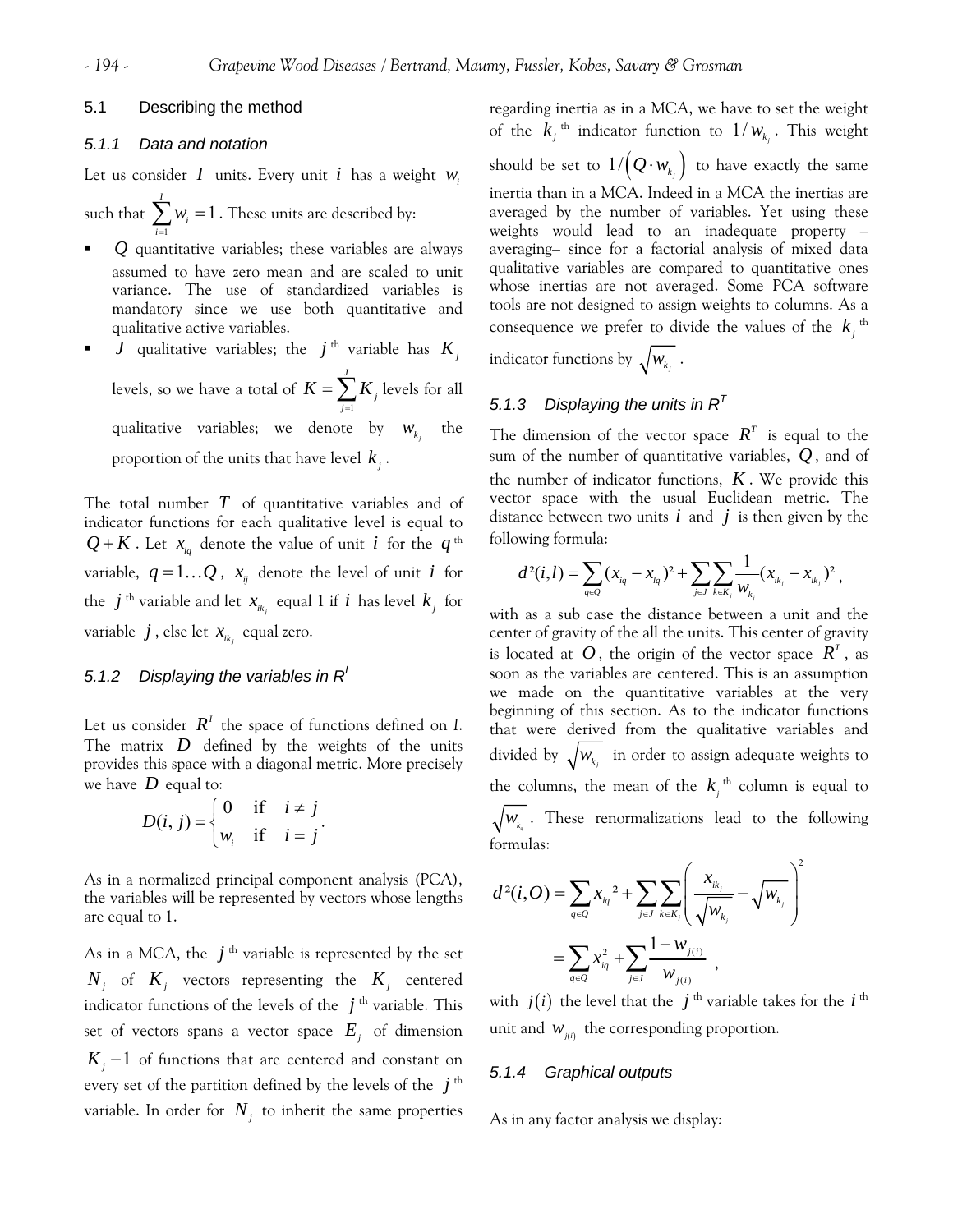### 5.1 Describing the method

#### 5.1.1 Data and notation

Let us consider $I$ units. Every unit $i$ has a weight $w_i$ such that $\sum_{i=1}^{I} w_i = 1$. These units are described by:

- $Q$ quantitative variables; these variables are always assumed to have zero mean and are scaled to unit variance. The use of standardized variables is mandatory since we use both quantitative and qualitative active variables.
- $J$ qualitative variables; the $j^{\text{th}}$ variable has $K_j$ levels, so we have a total of $K = \sum_{j=1}^{J} K_j$ levels for all qualitative variables; we denote by $w_{k_j}$ the proportion of the units that have level $k_j$.

The total number $T$ of quantitative variables and of indicator functions for each qualitative level is equal to $Q + K$. Let $x_{iq}$ denote the value of unit $i$ for the $q^{\text{th}}$ variable, $q = 1 \ldots Q$, $x_{ij}$ denote the level of unit $i$ for the $j^{\text{th}}$ variable and let $x_{ik_j}$ equal 1 if $i$ has level $k_j$ for variable $j$, else let $x_{ik_j}$ equal zero.

#### 5.1.2 Displaying the variables in $R^I$

Let us consider $R^I$ the space of functions defined on $I$. The matrix $D$ defined by the weights of the units provides this space with a diagonal metric. More precisely we have $D$ equal to:

$$D(i,j) = \begin{cases} 0 & \text{if} \quad i \neq j \\ w_i & \text{if} \quad i = j \end{cases}.$$

As in a normalized principal component analysis (PCA), the variables will be represented by vectors whose lengths are equal to 1.

As in a MCA, the $j^{\text{th}}$ variable is represented by the set $N_j$ of $K_j$ vectors representing the $K_j$ centered indicator functions of the levels of the $j^{\text{th}}$ variable. This set of vectors spans a vector space $E_j$ of dimension $K_j - 1$ of functions that are centered and constant on every set of the partition defined by the levels of the $j^{\text{th}}$ variable. In order for $N_j$ to inherit the same properties regarding inertia as in a MCA, we have to set the weight of the $k_j^{\text{th}}$ indicator function to $1/w_{k_j}$. This weight should be set to $1/\left(Q \cdot w_{k_j}\right)$ to have exactly the same inertia than in a MCA. Indeed in a MCA the inertias are averaged by the number of variables. Yet using these weights would lead to an inadequate property – averaging– since for a factorial analysis of mixed data qualitative variables are compared to quantitative ones whose inertias are not averaged. Some PCA software tools are not designed to assign weights to columns. As a consequence we prefer to divide the values of the $k_j^{\text{th}}$ indicator functions by $\sqrt{w_{k_j}}$.

#### 5.1.3 Displaying the units in $R^T$

The dimension of the vector space $R^T$ is equal to the sum of the number of quantitative variables, $Q$, and of the number of indicator functions, $K$. We provide this vector space with the usual Euclidean metric. The distance between two units $i$ and $j$ is then given by the following formula:

$$d^2(i,l) = \sum_{q \in Q} (x_{iq} - x_{lq})^2 + \sum_{j \in J} \sum_{k \in K_j} \frac{1}{w_{k_j}} (x_{ik_j} - x_{lk_j})^2,$$

with as a sub case the distance between a unit and the center of gravity of the all the units. This center of gravity is located at $O$, the origin of the vector space $R^T$, as soon as the variables are centered. This is an assumption we made on the quantitative variables at the very beginning of this section. As to the indicator functions that were derived from the qualitative variables and divided by $\sqrt{w_{k_j}}$ in order to assign adequate weights to the columns, the mean of the $k_j^{\text{th}}$ column is equal to $\sqrt{w_{k_j}}$. These renormalizations lead to the following formulas:

$$d^2(i,O) = \sum_{q \in Q} {x_{iq}}^2 + \sum_{j \in J} \sum_{k \in K_j} \left( \frac{x_{ik_j}}{\sqrt{w_{k_j}}} - \sqrt{w_{k_j}} \right)^2$$

$$= \sum_{q \in Q} x_{iq}^2 + \sum_{j \in J} \frac{1 - w_{j(i)}}{w_{j(i)}},$$

with $j(i)$ the level that the $j^{\text{th}}$ variable takes for the $i^{\text{th}}$ unit and $w_{j(i)}$ the corresponding proportion.

#### 5.1.4 Graphical outputs

As in any factor analysis we display: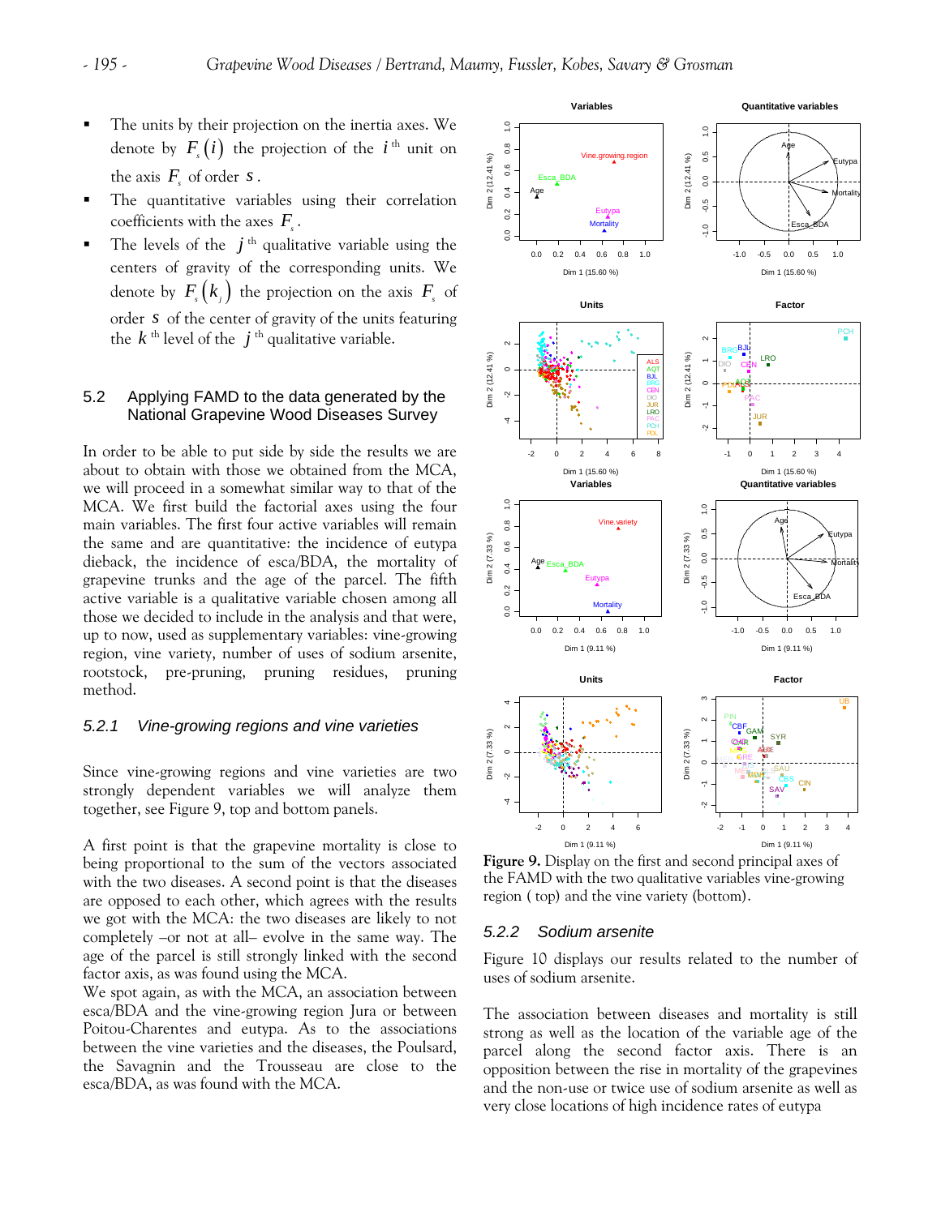- The units by their projection on the inertia axes. We denote by $F_s(i)$ the projection of the $i^{th}$ unit on the axis $F_s$ of order $s$.
- The quantitative variables using their correlation coefficients with the axes $F_s$.
- The levels of the $j^{th}$ qualitative variable using the centers of gravity of the corresponding units. We denote by $F_s(k_j)$ the projection on the axis $F_s$ of order $s$ of the center of gravity of the units featuring the $k^{th}$ level of the $j^{th}$ qualitative variable.

## 5.2 Applying FAMD to the data generated by the National Grapevine Wood Diseases Survey

In order to be able to put side by side the results we are about to obtain with those we obtained from the MCA, we will proceed in a somewhat similar way to that of the MCA. We first build the factorial axes using the four main variables. The first four active variables will remain the same and are quantitative: the incidence of eutypa dieback, the incidence of esca/BDA, the mortality of grapevine trunks and the age of the parcel. The fifth active variable is a qualitative variable chosen among all those we decided to include in the analysis and that were, up to now, used as supplementary variables: vine-growing region, vine variety, number of uses of sodium arsenite, rootstock, pre-pruning, pruning residues, pruning method.

### *5.2.1 Vine-growing regions and vine varieties*

Since vine-growing regions and vine varieties are two strongly dependent variables we will analyze them together, see Figure 9, top and bottom panels.

A first point is that the grapevine mortality is close to being proportional to the sum of the vectors associated with the two diseases. A second point is that the diseases are opposed to each other, which agrees with the results we got with the MCA: the two diseases are likely to not completely –or not at all– evolve in the same way. The age of the parcel is still strongly linked with the second factor axis, as was found using the MCA.

We spot again, as with the MCA, an association between esca/BDA and the vine-growing region Jura or between Poitou-Charentes and eutypa. As to the associations between the vine varieties and the diseases, the Poulsard, the Savagnin and the Trousseau are close to the esca/BDA, as was found with the MCA.

**Figure 9.** Display on the first and second principal axes of the FAMD with the two qualitative variables vine-growing region ( top) and the vine variety (bottom).

### *5.2.2 Sodium arsenite*

Figure 10 displays our results related to the number of uses of sodium arsenite.

The association between diseases and mortality is still strong as well as the location of the variable age of the parcel along the second factor axis. There is an opposition between the rise in mortality of the grapevines and the non-use or twice use of sodium arsenite as well as very close locations of high incidence rates of eutypa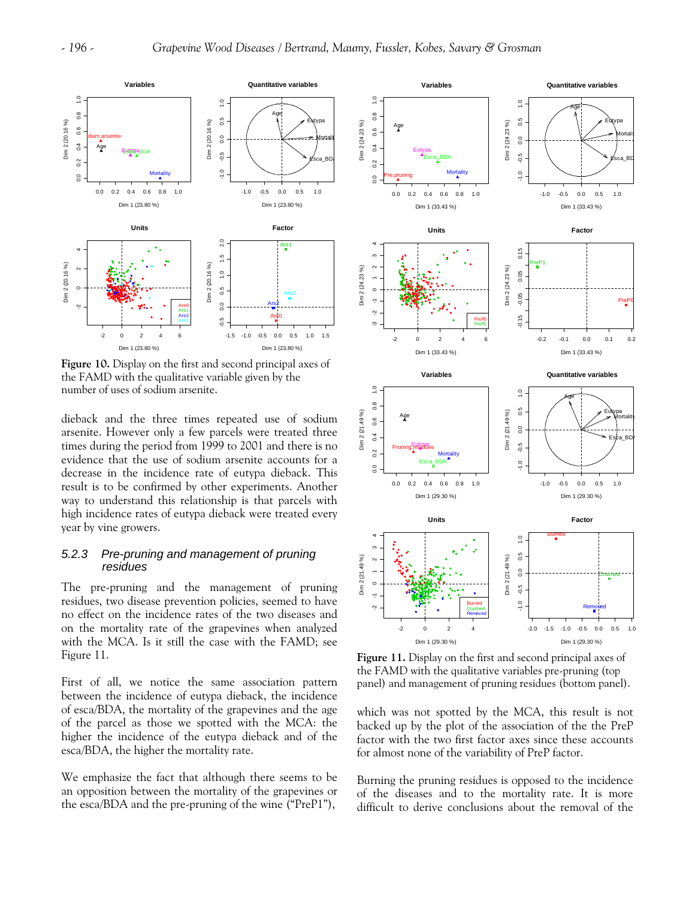**Figure 10.** Display on the first and second principal axes of the FAMD with the qualitative variable given by the number of uses of sodium arsenite.

dieback and the three times repeated use of sodium arsenite. However only a few parcels were treated three times during the period from 1999 to 2001 and there is no evidence that the use of sodium arsenite accounts for a decrease in the incidence rate of eutypa dieback. This result is to be confirmed by other experiments. Another way to understand this relationship is that parcels with high incidence rates of eutypa dieback were treated every year by vine growers.

### 5.2.3 Pre-pruning and management of pruning residues

The pre-pruning and the management of pruning residues, two disease prevention policies, seemed to have no effect on the incidence rates of the two diseases and on the mortality rate of the grapevines when analyzed with the MCA. Is it still the case with the FAMD; see Figure 11.

First of all, we notice the same association pattern between the incidence of eutypa dieback, the incidence of esca/BDA, the mortality of the grapevines and the age of the parcel as those we spotted with the MCA: the higher the incidence of the eutypa dieback and of the esca/BDA, the higher the mortality rate.

We emphasize the fact that although there seems to be an opposition between the mortality of the grapevines or the esca/BDA and the pre-pruning of the wine ("PreP1"),

**Figure 11.** Display on the first and second principal axes of the FAMD with the qualitative variables pre-pruning (top panel) and management of pruning residues (bottom panel).

which was not spotted by the MCA, this result is not backed up by the plot of the association of the the PreP factor with the two first factor axes since these accounts for almost none of the variability of PreP factor.

Burning the pruning residues is opposed to the incidence of the diseases and to the mortality rate. It is more difficult to derive conclusions about the removal of the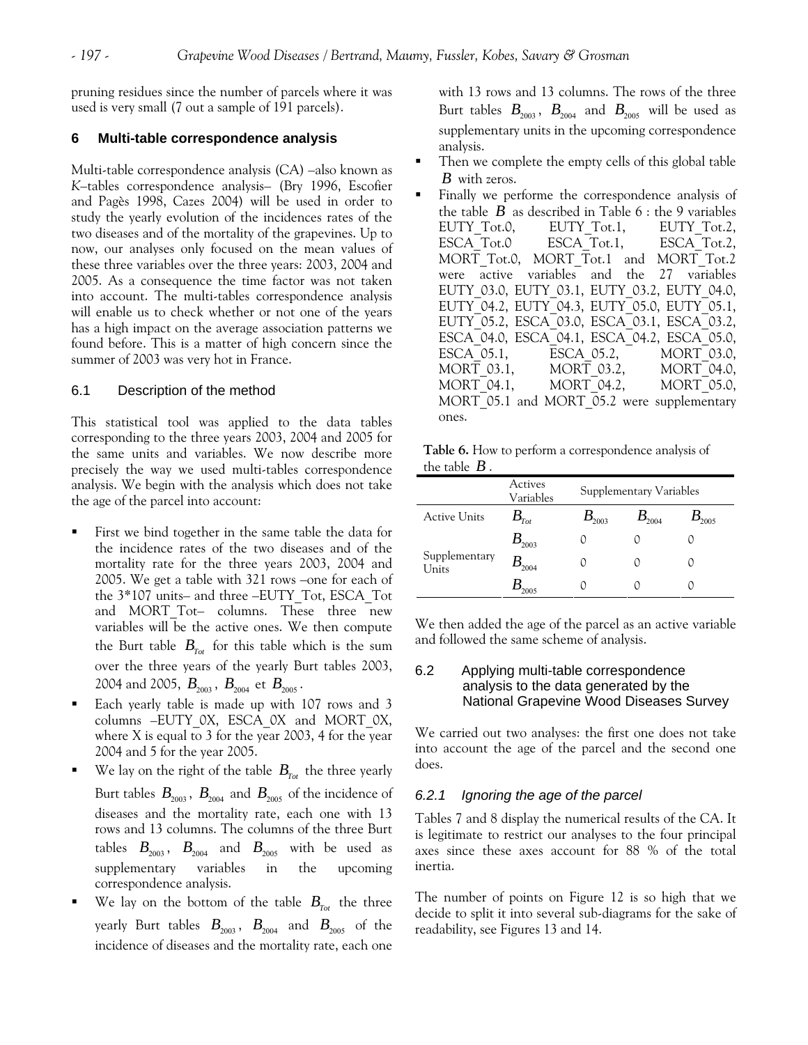pruning residues since the number of parcels where it was used is very small (7 out a sample of 191 parcels).

## 6 Multi-table correspondence analysis

Multi-table correspondence analysis (CA) –also known as *K*–tables correspondence analysis– (Bry 1996, Escofier and Pagès 1998, Cazes 2004) will be used in order to study the yearly evolution of the incidences rates of the two diseases and of the mortality of the grapevines. Up to now, our analyses only focused on the mean values of these three variables over the three years: 2003, 2004 and 2005. As a consequence the time factor was not taken into account. The multi-tables correspondence analysis will enable us to check whether or not one of the years has a high impact on the average association patterns we found before. This is a matter of high concern since the summer of 2003 was very hot in France.

### 6.1 Description of the method

This statistical tool was applied to the data tables corresponding to the three years 2003, 2004 and 2005 for the same units and variables. We now describe more precisely the way we used multi-tables correspondence analysis. We begin with the analysis which does not take the age of the parcel into account:

- First we bind together in the same table the data for the incidence rates of the two diseases and of the mortality rate for the three years 2003, 2004 and 2005. We get a table with 321 rows –one for each of the 3*107 units– and three –EUTY_Tot, ESCA_Tot and MORT_Tot– columns. These three new variables will be the active ones. We then compute the Burt table $B_{Tot}$ for this table which is the sum over the three years of the yearly Burt tables 2003, 2004 and 2005, $B_{2003}$, $B_{2004}$ et $B_{2005}$.
- Each yearly table is made up with 107 rows and 3 columns –EUTY_0X, ESCA_0X and MORT_0X, where X is equal to 3 for the year 2003, 4 for the year 2004 and 5 for the year 2005.
- We lay on the right of the table $B_{Tot}$ the three yearly Burt tables $B_{2003}$, $B_{2004}$ and $B_{2005}$ of the incidence of diseases and the mortality rate, each one with 13 rows and 13 columns. The columns of the three Burt tables $B_{2003}$, $B_{2004}$ and $B_{2005}$ with be used as supplementary variables in the upcoming correspondence analysis.
- We lay on the bottom of the table $B_{Tot}$ the three yearly Burt tables $B_{2003}$, $B_{2004}$ and $B_{2005}$ of the incidence of diseases and the mortality rate, each one with 13 rows and 13 columns. The rows of the three Burt tables $B_{2003}$, $B_{2004}$ and $B_{2005}$ will be used as supplementary units in the upcoming correspondence analysis.
- Then we complete the empty cells of this global table $B$ with zeros.
- Finally we performe the correspondence analysis of the table $B$ as described in Table 6 : the 9 variables EUTY_Tot.0, EUTY_Tot.1, EUTY_Tot.2, ESCA_Tot.0 ESCA_Tot.1, ESCA_Tot.2, MORT_Tot.0, MORT_Tot.1 and MORT_Tot.2 were active variables and the 27 variables EUTY_03.0, EUTY_03.1, EUTY_03.2, EUTY_04.0, EUTY_04.2, EUTY_04.3, EUTY_05.0, EUTY_05.1, EUTY_05.2, ESCA_03.0, ESCA_03.1, ESCA_03.2, ESCA_04.0, ESCA_04.1, ESCA_04.2, ESCA_05.0, ESCA_05.1, ESCA_05.2, MORT_03.0, MORT_03.1, MORT_03.2, MORT_04.0, MORT_04.1, MORT_04.2, MORT_05.0, MORT_05.1 and MORT_05.2 were supplementary ones.

**Table 6.** How to perform a correspondence analysis of the table $B$.

| | Actives Variables | Supplementary Variables | | |
|---|---|---|---|---|
| Active Units | $B_{Tot}$ | $B_{2003}$ | $B_{2004}$ | $B_{2005}$ |
| Supplementary Units | $B_{2003}$ | 0 | 0 | 0 |
| | $B_{2004}$ | 0 | 0 | 0 |
| | $B_{2005}$ | 0 | 0 | 0 |

We then added the age of the parcel as an active variable and followed the same scheme of analysis.

### 6.2 Applying multi-table correspondence analysis to the data generated by the National Grapevine Wood Diseases Survey

We carried out two analyses: the first one does not take into account the age of the parcel and the second one does.

#### *6.2.1 Ignoring the age of the parcel*

Tables 7 and 8 display the numerical results of the CA. It is legitimate to restrict our analyses to the four principal axes since these axes account for 88 % of the total inertia.

The number of points on Figure 12 is so high that we decide to split it into several sub-diagrams for the sake of readability, see Figures 13 and 14.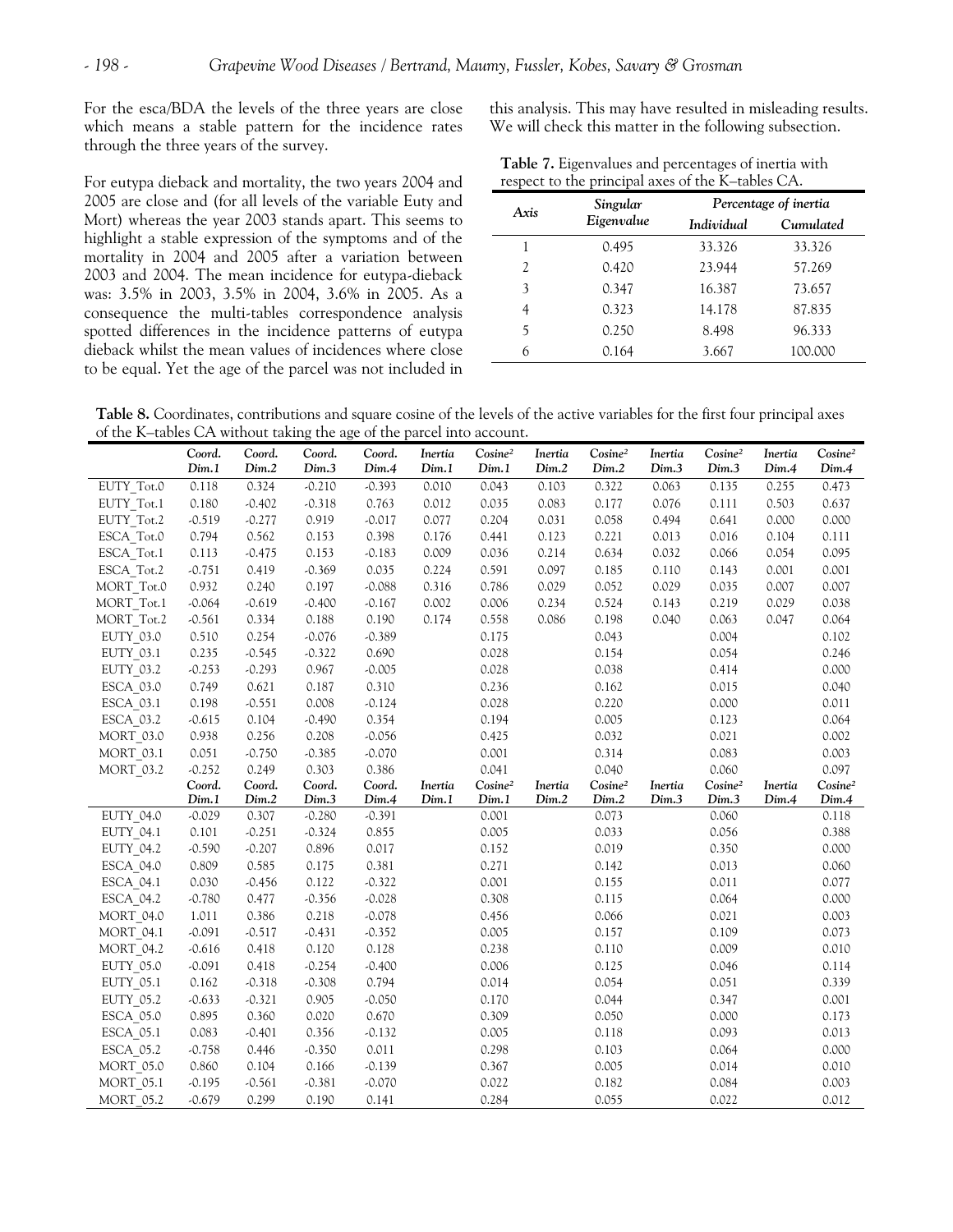For the esca/BDA the levels of the three years are close which means a stable pattern for the incidence rates through the three years of the survey.

For eutypa dieback and mortality, the two years 2004 and 2005 are close and (for all levels of the variable Euty and Mort) whereas the year 2003 stands apart. This seems to highlight a stable expression of the symptoms and of the mortality in 2004 and 2005 after a variation between 2003 and 2004. The mean incidence for eutypa-dieback was: 3.5% in 2003, 3.5% in 2004, 3.6% in 2005. As a consequence the multi-tables correspondence analysis spotted differences in the incidence patterns of eutypa dieback whilst the mean values of incidences where close to be equal. Yet the age of the parcel was not included in this analysis. This may have resulted in misleading results. We will check this matter in the following subsection.

**Table 7.** Eigenvalues and percentages of inertia with respect to the principal axes of the K–tables CA.

| Axis | Singular Eigenvalue | Percentage of inertia | |
|---|---|---|---|
| | | Individual | Cumulated |
| 1 | 0.495 | 33.326 | 33.326 |
| 2 | 0.420 | 23.944 | 57.269 |
| 3 | 0.347 | 16.387 | 73.657 |
| 4 | 0.323 | 14.178 | 87.835 |
| 5 | 0.250 | 8.498 | 96.333 |
| 6 | 0.164 | 3.667 | 100.000 |

**Table 8.** Coordinates, contributions and square cosine of the levels of the active variables for the first four principal axes of the K–tables CA without taking the age of the parcel into account.

| | Coord. Dim.1 | Coord. Dim.2 | Coord. Dim.3 | Coord. Dim.4 | Inertia Dim.1 | Cosine² Dim.1 | Inertia Dim.2 | Cosine² Dim.2 | Inertia Dim.3 | Cosine² Dim.3 | Inertia Dim.4 | Cosine² Dim.4 |
|---|---|---|---|---|---|---|---|---|---|---|---|---|
| EUTY_Tot.0 | 0.118 | 0.324 | -0.210 | -0.393 | 0.010 | 0.043 | 0.103 | 0.322 | 0.063 | 0.135 | 0.255 | 0.473 |
| EUTY_Tot.1 | 0.180 | -0.402 | -0.318 | 0.763 | 0.012 | 0.035 | 0.083 | 0.177 | 0.076 | 0.111 | 0.503 | 0.637 |
| EUTY_Tot.2 | -0.519 | -0.277 | 0.919 | -0.017 | 0.077 | 0.204 | 0.031 | 0.058 | 0.494 | 0.641 | 0.000 | 0.000 |
| ESCA_Tot.0 | 0.794 | 0.562 | 0.153 | 0.398 | 0.176 | 0.441 | 0.123 | 0.221 | 0.013 | 0.016 | 0.104 | 0.111 |
| ESCA_Tot.1 | 0.113 | -0.475 | 0.153 | -0.183 | 0.009 | 0.036 | 0.214 | 0.634 | 0.032 | 0.066 | 0.054 | 0.095 |
| ESCA_Tot.2 | -0.751 | 0.419 | -0.369 | 0.035 | 0.224 | 0.591 | 0.097 | 0.185 | 0.110 | 0.143 | 0.001 | 0.001 |
| MORT_Tot.0 | 0.932 | 0.240 | 0.197 | -0.088 | 0.316 | 0.786 | 0.029 | 0.052 | 0.029 | 0.035 | 0.007 | 0.007 |
| MORT_Tot.1 | -0.064 | -0.619 | -0.400 | -0.167 | 0.002 | 0.006 | 0.234 | 0.524 | 0.143 | 0.219 | 0.029 | 0.038 |
| MORT_Tot.2 | -0.561 | 0.334 | 0.188 | 0.190 | 0.174 | 0.558 | 0.086 | 0.198 | 0.040 | 0.063 | 0.047 | 0.064 |
| EUTY_03.0 | 0.510 | 0.254 | -0.076 | -0.389 | | 0.175 | | 0.043 | | 0.004 | | 0.102 |
| EUTY_03.1 | 0.235 | -0.545 | -0.322 | 0.690 | | 0.028 | | 0.154 | | 0.054 | | 0.246 |
| EUTY_03.2 | -0.253 | -0.293 | 0.967 | -0.005 | | 0.028 | | 0.038 | | 0.414 | | 0.000 |
| ESCA_03.0 | 0.749 | 0.621 | 0.187 | 0.310 | | 0.236 | | 0.162 | | 0.015 | | 0.040 |
| ESCA_03.1 | 0.198 | -0.551 | 0.008 | -0.124 | | 0.028 | | 0.220 | | 0.000 | | 0.011 |
| ESCA_03.2 | -0.615 | 0.104 | -0.490 | 0.354 | | 0.194 | | 0.005 | | 0.123 | | 0.064 |
| MORT_03.0 | 0.938 | 0.256 | 0.208 | -0.056 | | 0.425 | | 0.032 | | 0.021 | | 0.002 |
| MORT_03.1 | 0.051 | -0.750 | -0.385 | -0.070 | | 0.001 | | 0.314 | | 0.083 | | 0.003 |
| MORT_03.2 | -0.252 | 0.249 | 0.303 | 0.386 | | 0.041 | | 0.040 | | 0.060 | | 0.097 |
| EUTY_04.0 | -0.029 | 0.307 | -0.280 | -0.391 | | 0.001 | | 0.073 | | 0.060 | | 0.118 |
| EUTY_04.1 | 0.101 | -0.251 | -0.324 | 0.855 | | 0.005 | | 0.033 | | 0.056 | | 0.388 |
| EUTY_04.2 | -0.590 | -0.207 | 0.896 | 0.017 | | 0.152 | | 0.019 | | 0.350 | | 0.000 |
| ESCA_04.0 | 0.809 | 0.585 | 0.175 | 0.381 | | 0.271 | | 0.142 | | 0.013 | | 0.060 |
| ESCA_04.1 | 0.030 | -0.456 | 0.122 | -0.322 | | 0.001 | | 0.155 | | 0.011 | | 0.077 |
| ESCA_04.2 | -0.780 | 0.477 | -0.356 | -0.028 | | 0.308 | | 0.115 | | 0.064 | | 0.000 |
| MORT_04.0 | 1.011 | 0.386 | 0.218 | -0.078 | | 0.456 | | 0.066 | | 0.021 | | 0.003 |
| MORT_04.1 | -0.091 | -0.517 | -0.431 | -0.352 | | 0.005 | | 0.157 | | 0.109 | | 0.073 |
| MORT_04.2 | -0.616 | 0.418 | 0.120 | 0.128 | | 0.238 | | 0.110 | | 0.009 | | 0.010 |
| EUTY_05.0 | -0.091 | 0.418 | -0.254 | -0.400 | | 0.006 | | 0.125 | | 0.046 | | 0.114 |
| EUTY_05.1 | 0.162 | -0.318 | -0.308 | 0.794 | | 0.014 | | 0.054 | | 0.051 | | 0.339 |
| EUTY_05.2 | -0.633 | -0.321 | 0.905 | -0.050 | | 0.170 | | 0.044 | | 0.347 | | 0.001 |
| ESCA_05.0 | 0.895 | 0.360 | 0.020 | 0.670 | | 0.309 | | 0.050 | | 0.000 | | 0.173 |
| ESCA_05.1 | 0.083 | -0.401 | 0.356 | -0.132 | | 0.005 | | 0.118 | | 0.093 | | 0.013 |
| ESCA_05.2 | -0.758 | 0.446 | -0.350 | 0.011 | | 0.298 | | 0.103 | | 0.064 | | 0.000 |
| MORT_05.0 | 0.860 | 0.104 | 0.166 | -0.139 | | 0.367 | | 0.005 | | 0.014 | | 0.010 |
| MORT_05.1 | -0.195 | -0.561 | -0.381 | -0.070 | | 0.022 | | 0.182 | | 0.084 | | 0.003 |
| MORT_05.2 | -0.679 | 0.299 | 0.190 | 0.141 | | 0.284 | | 0.055 | | 0.022 | | 0.012 |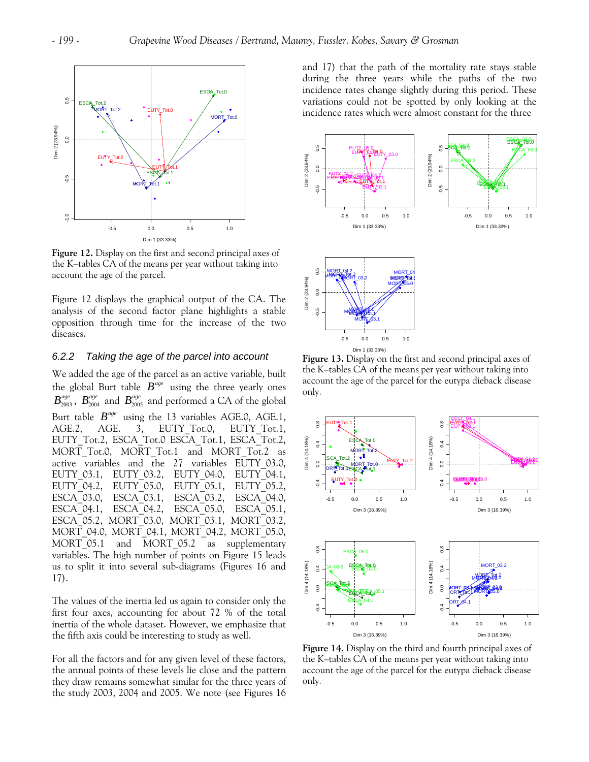**Figure 12.** Display on the first and second principal axes of the K–tables CA of the means per year without taking into account the age of the parcel.

Figure 12 displays the graphical output of the CA. The analysis of the second factor plane highlights a stable opposition through time for the increase of the two diseases.

### 6.2.2 Taking the age of the parcel into account

We added the age of the parcel as an active variable, built the global Burt table $B^{age}$ using the three yearly ones $B^{age}_{2003}$, $B^{age}_{2004}$ and $B^{age}_{2005}$ and performed a CA of the global Burt table $B^{age}$ using the 13 variables AGE.0, AGE.1, AGE.2, AGE. 3, EUTY_Tot.0, EUTY_Tot.1, EUTY_Tot.2, ESCA_Tot.0 ESCA_Tot.1, ESCA_Tot.2, MORT_Tot.0, MORT_Tot.1 and MORT_Tot.2 as active variables and the 27 variables EUTY_03.0, EUTY_03.1, EUTY_03.2, EUTY_04.0, EUTY_04.1, EUTY_04.2, EUTY_05.0, EUTY_05.1, EUTY_05.2, ESCA_03.0, ESCA_03.1, ESCA_03.2, ESCA_04.0, ESCA_04.1, ESCA_04.2, ESCA_05.0, ESCA_05.1, ESCA_05.2, MORT_03.0, MORT_03.1, MORT_03.2, MORT_04.0, MORT_04.1, MORT_04.2, MORT_05.0, MORT_05.1 and MORT_05.2 as supplementary variables. The high number of points on Figure 15 leads us to split it into several sub-diagrams (Figures 16 and 17).

The values of the inertia led us again to consider only the first four axes, accounting for about 72 % of the total inertia of the whole dataset. However, we emphasize that the fifth axis could be interesting to study as well.

For all the factors and for any given level of these factors, the annual points of these levels lie close and the pattern they draw remains somewhat similar for the three years of the study 2003, 2004 and 2005. We note (see Figures 16 and 17) that the path of the mortality rate stays stable during the three years while the paths of the two incidence rates change slightly during this period. These variations could not be spotted by only looking at the incidence rates which were almost constant for the three

**Figure 13.** Display on the first and second principal axes of the K–tables CA of the means per year without taking into account the age of the parcel for the eutypa dieback disease only.

**Figure 14.** Display on the third and fourth principal axes of the K–tables CA of the means per year without taking into account the age of the parcel for the eutypa dieback disease only.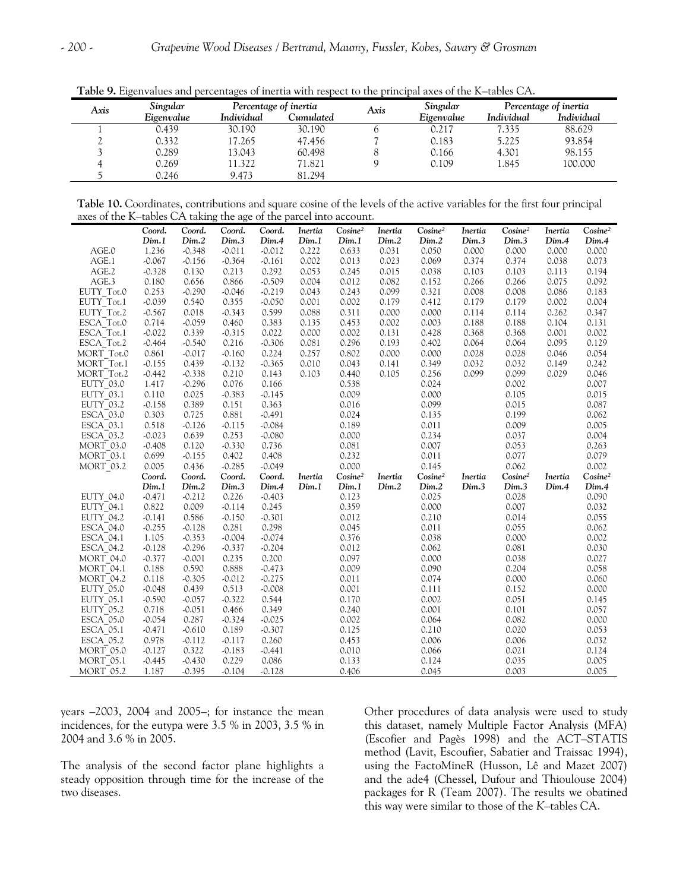**Table 9.** Eigenvalues and percentages of inertia with respect to the principal axes of the K–tables CA.

| Axis | Singular Eigenvalue | Percentage of inertia Individual | Percentage of inertia Cumulated | Axis | Singular Eigenvalue | Percentage of inertia Individual | Percentage of inertia Individual |
|---|---|---|---|---|---|---|---|
| 1 | 0.439 | 30.190 | 30.190 | 6 | 0.217 | 7.335 | 88.629 |
| 2 | 0.332 | 17.265 | 47.456 | 7 | 0.183 | 5.225 | 93.854 |
| 3 | 0.289 | 13.043 | 60.498 | 8 | 0.166 | 4.301 | 98.155 |
| 4 | 0.269 | 11.322 | 71.821 | 9 | 0.109 | 1.845 | 100.000 |
| 5 | 0.246 | 9.473 | 81.294 | | | | |

**Table 10.** Coordinates, contributions and square cosine of the levels of the active variables for the first four principal axes of the K–tables CA taking the age of the parcel into account.

| | Coord. Dim.1 | Coord. Dim.2 | Coord. Dim.3 | Coord. Dim.4 | Inertia Dim.1 | Cosine² Dim.1 | Inertia Dim.2 | Cosine² Dim.2 | Inertia Dim.3 | Cosine² Dim.3 | Inertia Dim.4 | Cosine² Dim.4 |
|---|---|---|---|---|---|---|---|---|---|---|---|---|
| AGE.0 | 1.236 | -0.348 | -0.011 | -0.012 | 0.222 | 0.633 | 0.031 | 0.050 | 0.000 | 0.000 | 0.000 | 0.000 |
| AGE.1 | -0.067 | -0.156 | -0.364 | -0.161 | 0.002 | 0.013 | 0.023 | 0.069 | 0.374 | 0.374 | 0.038 | 0.073 |
| AGE.2 | -0.328 | 0.130 | 0.213 | 0.292 | 0.053 | 0.245 | 0.015 | 0.038 | 0.103 | 0.103 | 0.113 | 0.194 |
| AGE.3 | 0.180 | 0.656 | 0.866 | -0.509 | 0.004 | 0.012 | 0.082 | 0.152 | 0.266 | 0.266 | 0.075 | 0.092 |
| EUTY_Tot.0 | 0.253 | -0.290 | -0.046 | -0.219 | 0.043 | 0.243 | 0.099 | 0.321 | 0.008 | 0.008 | 0.086 | 0.183 |
| EUTY_Tot.1 | -0.039 | 0.540 | 0.355 | -0.050 | 0.001 | 0.002 | 0.179 | 0.412 | 0.179 | 0.179 | 0.002 | 0.004 |
| EUTY_Tot.2 | -0.567 | 0.018 | -0.343 | 0.599 | 0.088 | 0.311 | 0.000 | 0.000 | 0.114 | 0.114 | 0.262 | 0.347 |
| ESCA_Tot.0 | 0.714 | -0.059 | 0.460 | 0.383 | 0.135 | 0.453 | 0.002 | 0.003 | 0.188 | 0.188 | 0.104 | 0.131 |
| ESCA_Tot.1 | -0.022 | 0.339 | -0.315 | 0.022 | 0.000 | 0.002 | 0.131 | 0.428 | 0.368 | 0.368 | 0.001 | 0.002 |
| ESCA_Tot.2 | -0.464 | -0.540 | 0.216 | -0.306 | 0.081 | 0.296 | 0.193 | 0.402 | 0.064 | 0.064 | 0.095 | 0.129 |
| MORT_Tot.0 | 0.861 | -0.017 | -0.160 | 0.224 | 0.257 | 0.802 | 0.000 | 0.000 | 0.028 | 0.028 | 0.046 | 0.054 |
| MORT_Tot.1 | -0.155 | 0.439 | -0.132 | -0.365 | 0.010 | 0.043 | 0.141 | 0.349 | 0.032 | 0.032 | 0.149 | 0.242 |
| MORT_Tot.2 | -0.442 | -0.338 | 0.210 | 0.143 | 0.103 | 0.440 | 0.105 | 0.256 | 0.099 | 0.099 | 0.029 | 0.046 |
| EUTY_03.0 | 1.417 | -0.296 | 0.076 | 0.166 | | 0.538 | | 0.024 | | 0.002 | | 0.007 |
| EUTY_03.1 | 0.110 | 0.025 | -0.383 | -0.145 | | 0.009 | | 0.000 | | 0.105 | | 0.015 |
| EUTY_03.2 | -0.158 | 0.389 | 0.151 | 0.363 | | 0.016 | | 0.099 | | 0.015 | | 0.087 |
| ESCA_03.0 | 0.303 | 0.725 | 0.881 | -0.491 | | 0.024 | | 0.135 | | 0.199 | | 0.062 |
| ESCA_03.1 | 0.518 | -0.126 | -0.115 | -0.084 | | 0.189 | | 0.011 | | 0.009 | | 0.005 |
| ESCA_03.2 | -0.023 | 0.639 | 0.253 | -0.080 | | 0.000 | | 0.234 | | 0.037 | | 0.004 |
| MORT_03.0 | -0.408 | 0.120 | -0.330 | 0.736 | | 0.081 | | 0.007 | | 0.053 | | 0.263 |
| MORT_03.1 | 0.699 | -0.155 | 0.402 | 0.408 | | 0.232 | | 0.011 | | 0.077 | | 0.079 |
| MORT_03.2 | 0.005 | 0.436 | -0.285 | -0.049 | | 0.000 | | 0.145 | | 0.062 | | 0.002 |
| | Coord. Dim.1 | Coord. Dim.2 | Coord. Dim.3 | Coord. Dim.4 | Inertia Dim.1 | Cosine² Dim.1 | Inertia Dim.2 | Cosine² Dim.2 | Inertia Dim.3 | Cosine² Dim.3 | Inertia Dim.4 | Cosine² Dim.4 |
| EUTY_04.0 | -0.471 | -0.212 | 0.226 | -0.403 | | 0.123 | | 0.025 | | 0.028 | | 0.090 |
| EUTY_04.1 | 0.822 | 0.009 | -0.114 | 0.245 | | 0.359 | | 0.000 | | 0.007 | | 0.032 |
| EUTY_04.2 | -0.141 | 0.586 | -0.150 | -0.301 | | 0.012 | | 0.210 | | 0.014 | | 0.055 |
| ESCA_04.0 | -0.255 | -0.128 | 0.281 | 0.298 | | 0.045 | | 0.011 | | 0.055 | | 0.062 |
| ESCA_04.1 | 1.105 | -0.353 | -0.004 | -0.074 | | 0.376 | | 0.038 | | 0.000 | | 0.002 |
| ESCA_04.2 | -0.128 | -0.296 | -0.337 | -0.204 | | 0.012 | | 0.062 | | 0.081 | | 0.030 |
| MORT_04.0 | -0.377 | -0.001 | 0.235 | 0.200 | | 0.097 | | 0.000 | | 0.038 | | 0.027 |
| MORT_04.1 | 0.188 | 0.590 | 0.888 | -0.473 | | 0.009 | | 0.090 | | 0.204 | | 0.058 |
| MORT_04.2 | 0.118 | -0.305 | -0.012 | -0.275 | | 0.011 | | 0.074 | | 0.000 | | 0.060 |
| EUTY_05.0 | -0.048 | 0.439 | 0.513 | -0.008 | | 0.001 | | 0.111 | | 0.152 | | 0.000 |
| EUTY_05.1 | -0.590 | -0.057 | -0.322 | 0.544 | | 0.170 | | 0.002 | | 0.051 | | 0.145 |
| EUTY_05.2 | 0.718 | -0.051 | 0.466 | 0.349 | | 0.240 | | 0.001 | | 0.101 | | 0.057 |
| ESCA_05.0 | -0.054 | 0.287 | -0.324 | -0.025 | | 0.002 | | 0.064 | | 0.082 | | 0.000 |
| ESCA_05.1 | -0.471 | -0.610 | 0.189 | -0.307 | | 0.125 | | 0.210 | | 0.020 | | 0.053 |
| ESCA_05.2 | 0.978 | -0.112 | -0.117 | 0.260 | | 0.453 | | 0.006 | | 0.006 | | 0.032 |
| MORT_05.0 | -0.127 | 0.322 | -0.183 | -0.441 | | 0.010 | | 0.066 | | 0.021 | | 0.124 |
| MORT_05.1 | -0.445 | -0.430 | 0.229 | 0.086 | | 0.133 | | 0.124 | | 0.035 | | 0.005 |
| MORT_05.2 | 1.187 | -0.395 | -0.104 | -0.128 | | 0.406 | | 0.045 | | 0.003 | | 0.005 |

years –2003, 2004 and 2005–; for instance the mean incidences, for the eutypa were 3.5 % in 2003, 3.5 % in 2004 and 3.6 % in 2005.

The analysis of the second factor plane highlights a steady opposition through time for the increase of the two diseases.

Other procedures of data analysis were used to study this dataset, namely Multiple Factor Analysis (MFA) (Escofier and Pagès 1998) and the ACT–STATIS method (Lavit, Escoufier, Sabatier and Traissac 1994), using the FactoMineR (Husson, Lê and Mazet 2007) and the ade4 (Chessel, Dufour and Thioulouse 2004) packages for R (Team 2007). The results we obatined this way were similar to those of the *K*–tables CA.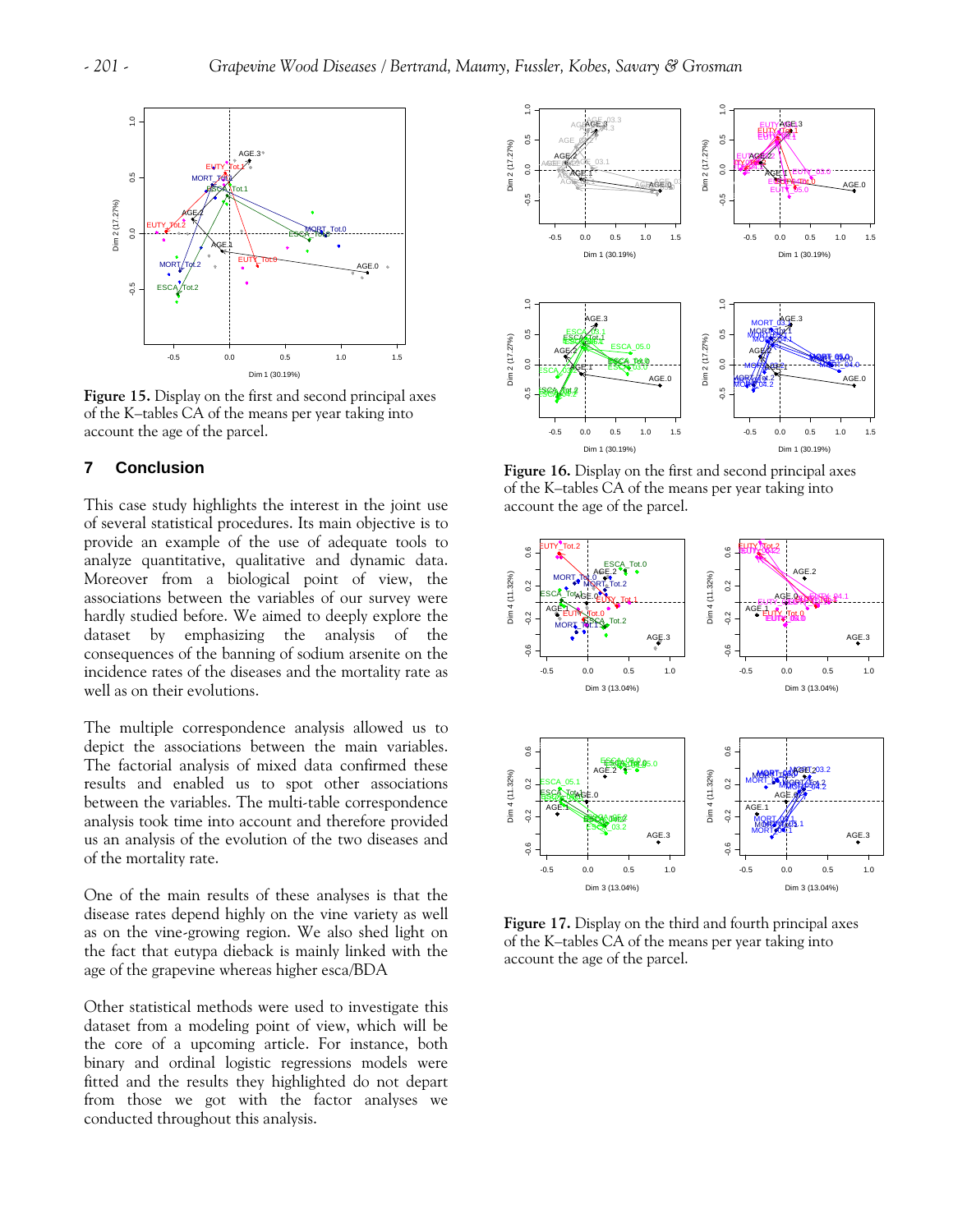**Figure 15.** Display on the first and second principal axes of the K–tables CA of the means per year taking into account the age of the parcel.

## 7 Conclusion

This case study highlights the interest in the joint use of several statistical procedures. Its main objective is to provide an example of the use of adequate tools to analyze quantitative, qualitative and dynamic data. Moreover from a biological point of view, the associations between the variables of our survey were hardly studied before. We aimed to deeply explore the dataset by emphasizing the analysis of the consequences of the banning of sodium arsenite on the incidence rates of the diseases and the mortality rate as well as on their evolutions.

The multiple correspondence analysis allowed us to depict the associations between the main variables. The factorial analysis of mixed data confirmed these results and enabled us to spot other associations between the variables. The multi-table correspondence analysis took time into account and therefore provided us an analysis of the evolution of the two diseases and of the mortality rate.

One of the main results of these analyses is that the disease rates depend highly on the vine variety as well as on the vine-growing region. We also shed light on the fact that eutypa dieback is mainly linked with the age of the grapevine whereas higher esca/BDA

Other statistical methods were used to investigate this dataset from a modeling point of view, which will be the core of a upcoming article. For instance, both binary and ordinal logistic regressions models were fitted and the results they highlighted do not depart from those we got with the factor analyses we conducted throughout this analysis.

**Figure 16.** Display on the first and second principal axes of the K–tables CA of the means per year taking into account the age of the parcel.

**Figure 17.** Display on the third and fourth principal axes of the K–tables CA of the means per year taking into account the age of the parcel.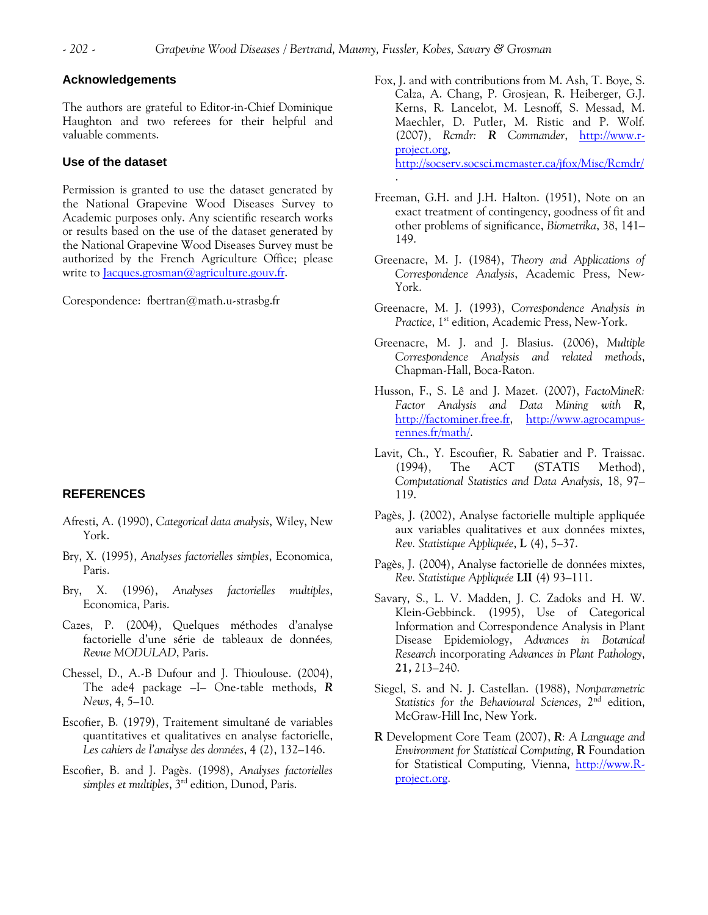## Acknowledgements

The authors are grateful to Editor-in-Chief Dominique Haughton and two referees for their helpful and valuable comments.

## Use of the dataset

Permission is granted to use the dataset generated by the National Grapevine Wood Diseases Survey to Academic purposes only. Any scientific research works or results based on the use of the dataset generated by the National Grapevine Wood Diseases Survey must be authorized by the French Agriculture Office; please write to Jacques.grosman@agriculture.gouv.fr.

Corespondence: fbertran@math.u-strasbg.fr

## REFERENCES

Afresti, A. (1990), *Categorical data analysis*, Wiley, New York.

Bry, X. (1995), *Analyses factorielles simples*, Economica, Paris.

Bry, X. (1996), *Analyses factorielles multiples*, Economica, Paris.

Cazes, P. (2004), Quelques méthodes d'analyse factorielle d'une série de tableaux de données, *Revue MODULAD*, Paris.

Chessel, D., A.-B Dufour and J. Thioulouse. (2004), The ade4 package –I– One-table methods, ***R*** *News*, 4, 5–10.

Escofier, B. (1979), Traitement simultané de variables quantitatives et qualitatives en analyse factorielle, *Les cahiers de l'analyse des données*, 4 (2), 132–146.

Escofier, B. and J. Pagès. (1998), *Analyses factorielles simples et multiples*, 3rd edition, Dunod, Paris.

Fox, J. and with contributions from M. Ash, T. Boye, S. Calza, A. Chang, P. Grosjean, R. Heiberger, G.J. Kerns, R. Lancelot, M. Lesnoff, S. Messad, M. Maechler, D. Putler, M. Ristic and P. Wolf. (2007), *Rcmdr:* ***R*** *Commander*, http://www.r-project.org, http://socserv.socsci.mcmaster.ca/jfox/Misc/Rcmdr/.

Freeman, G.H. and J.H. Halton. (1951), Note on an exact treatment of contingency, goodness of fit and other problems of significance, *Biometrika*, 38, 141–149.

Greenacre, M. J. (1984), *Theory and Applications of Correspondence Analysis*, Academic Press, New-York.

Greenacre, M. J. (1993), *Correspondence Analysis in Practice*, 1st edition, Academic Press, New-York.

Greenacre, M. J. and J. Blasius. (2006), *Multiple Correspondence Analysis and related methods*, Chapman-Hall, Boca-Raton.

Husson, F., S. Lê and J. Mazet. (2007), *FactoMineR: Factor Analysis and Data Mining with* ***R***, http://factominer.free.fr, http://www.agrocampus-rennes.fr/math/.

Lavit, Ch., Y. Escoufier, R. Sabatier and P. Traissac. (1994), The ACT (STATIS Method), *Computational Statistics and Data Analysis*, 18, 97–119.

Pagès, J. (2002), Analyse factorielle multiple appliquée aux variables qualitatives et aux données mixtes, *Rev. Statistique Appliquée*, **L** (4), 5–37.

Pagès, J. (2004), Analyse factorielle de données mixtes, *Rev. Statistique Appliquée* **LII** (4) 93–111.

Savary, S., L. V. Madden, J. C. Zadoks and H. W. Klein-Gebbinck. (1995), Use of Categorical Information and Correspondence Analysis in Plant Disease Epidemiology, *Advances in Botanical Research* incorporating *Advances in Plant Pathology*, **21,** 213–240.

Siegel, S. and N. J. Castellan. (1988), *Nonparametric Statistics for the Behavioural Sciences*, 2nd edition, McGraw-Hill Inc, New York.

**R** Development Core Team (2007), ***R****: A Language and Environment for Statistical Computing*, **R** Foundation for Statistical Computing, Vienna, http://www.R-project.org.